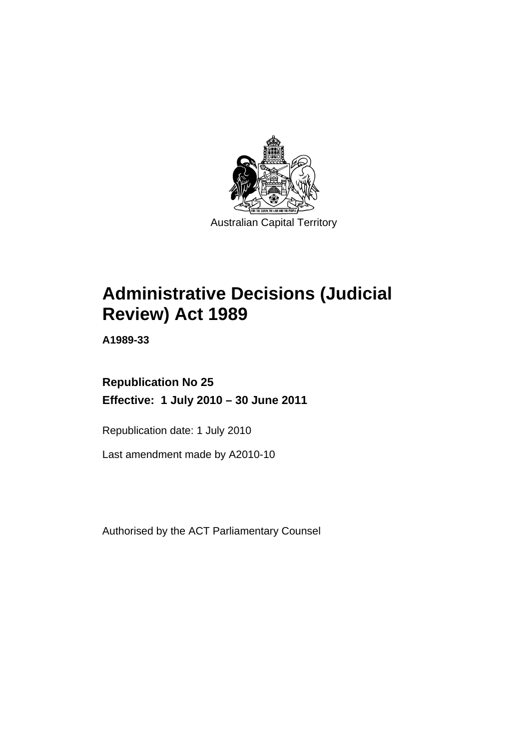Australian Capital Territory

# Administrative Decisions (Judicial Review) Act 1989

**A1989-33**

**Republication No 25**

**Effective: 1 July 2010 – 30 June 2011**

Republication date: 1 July 2010

Last amendment made by A2010-10

Authorised by the ACT Parliamentary Counsel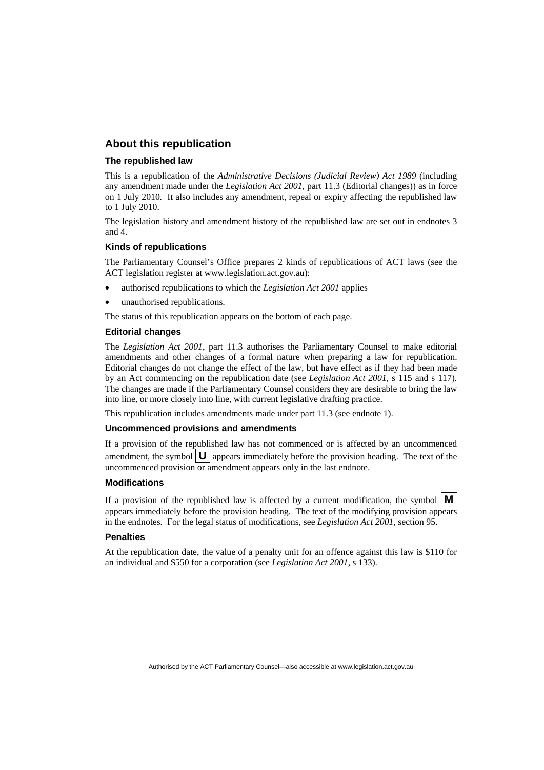## About this republication

### The republished law

This is a republication of the *Administrative Decisions (Judicial Review) Act 1989* (including any amendment made under the *Legislation Act 2001*, part 11.3 (Editorial changes)) as in force on 1 July 2010*.* It also includes any amendment, repeal or expiry affecting the republished law to 1 July 2010.

The legislation history and amendment history of the republished law are set out in endnotes 3 and 4.

### Kinds of republications

The Parliamentary Counsel's Office prepares 2 kinds of republications of ACT laws (see the ACT legislation register at www.legislation.act.gov.au):

- authorised republications to which the *Legislation Act 2001* applies
- unauthorised republications.

The status of this republication appears on the bottom of each page.

### Editorial changes

The *Legislation Act 2001*, part 11.3 authorises the Parliamentary Counsel to make editorial amendments and other changes of a formal nature when preparing a law for republication. Editorial changes do not change the effect of the law, but have effect as if they had been made by an Act commencing on the republication date (see *Legislation Act 2001*, s 115 and s 117). The changes are made if the Parliamentary Counsel considers they are desirable to bring the law into line, or more closely into line, with current legislative drafting practice.

This republication includes amendments made under part 11.3 (see endnote 1).

### Uncommenced provisions and amendments

If a provision of the republished law has not commenced or is affected by an uncommenced amendment, the symbol **U** appears immediately before the provision heading. The text of the uncommenced provision or amendment appears only in the last endnote.

### Modifications

If a provision of the republished law is affected by a current modification, the symbol **M** appears immediately before the provision heading. The text of the modifying provision appears in the endnotes. For the legal status of modifications, see *Legislation Act 2001*, section 95.

### Penalties

At the republication date, the value of a penalty unit for an offence against this law is $110 for an individual and $550 for a corporation (see *Legislation Act 2001*, s 133).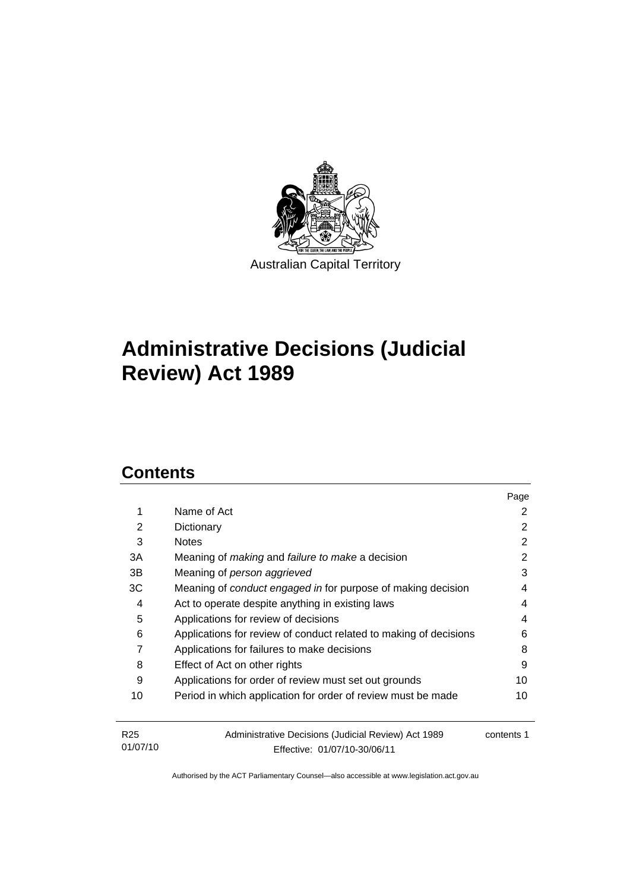Australian Capital Territory

# Administrative Decisions (Judicial Review) Act 1989

## Contents

| | | Page |
|---|---|---|
| 1 | Name of Act | 2 |
| 2 | Dictionary | 2 |
| 3 | Notes | 2 |
| 3A | Meaning of *making* and *failure to make* a decision | 2 |
| 3B | Meaning of *person aggrieved* | 3 |
| 3C | Meaning of *conduct engaged in* for purpose of making decision | 4 |
| 4 | Act to operate despite anything in existing laws | 4 |
| 5 | Applications for review of decisions | 4 |
| 6 | Applications for review of conduct related to making of decisions | 6 |
| 7 | Applications for failures to make decisions | 8 |
| 8 | Effect of Act on other rights | 9 |
| 9 | Applications for order of review must set out grounds | 10 |
| 10 | Period in which application for order of review must be made | 10 |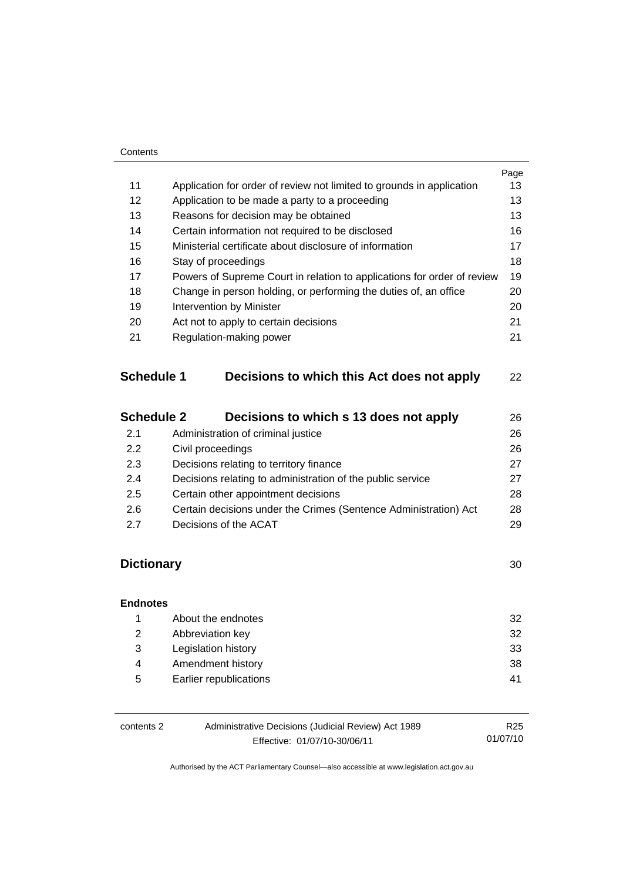| | | Page |
|---|---|---|
| 11 | Application for order of review not limited to grounds in application | 13 |
| 12 | Application to be made a party to a proceeding | 13 |
| 13 | Reasons for decision may be obtained | 13 |
| 14 | Certain information not required to be disclosed | 16 |
| 15 | Ministerial certificate about disclosure of information | 17 |
| 16 | Stay of proceedings | 18 |
| 17 | Powers of Supreme Court in relation to applications for order of review | 19 |
| 18 | Change in person holding, or performing the duties of, an office | 20 |
| 19 | Intervention by Minister | 20 |
| 20 | Act not to apply to certain decisions | 21 |
| 21 | Regulation-making power | 21 |

| | | |
|---|---|---|
| **Schedule 1** | **Decisions to which this Act does not apply** | 22 |

| | | |
|---|---|---|
| **Schedule 2** | **Decisions to which s 13 does not apply** | 26 |
| 2.1 | Administration of criminal justice | 26 |
| 2.2 | Civil proceedings | 26 |
| 2.3 | Decisions relating to territory finance | 27 |
| 2.4 | Decisions relating to administration of the public service | 27 |
| 2.5 | Certain other appointment decisions | 28 |
| 2.6 | Certain decisions under the Crimes (Sentence Administration) Act | 28 |
| 2.7 | Decisions of the ACAT | 29 |

| | |
|---|---|
| **Dictionary** | 30 |

**Endnotes**

| | | |
|---|---|---|
| 1 | About the endnotes | 32 |
| 2 | Abbreviation key | 32 |
| 3 | Legislation history | 33 |
| 4 | Amendment history | 38 |
| 5 | Earlier republications | 41 |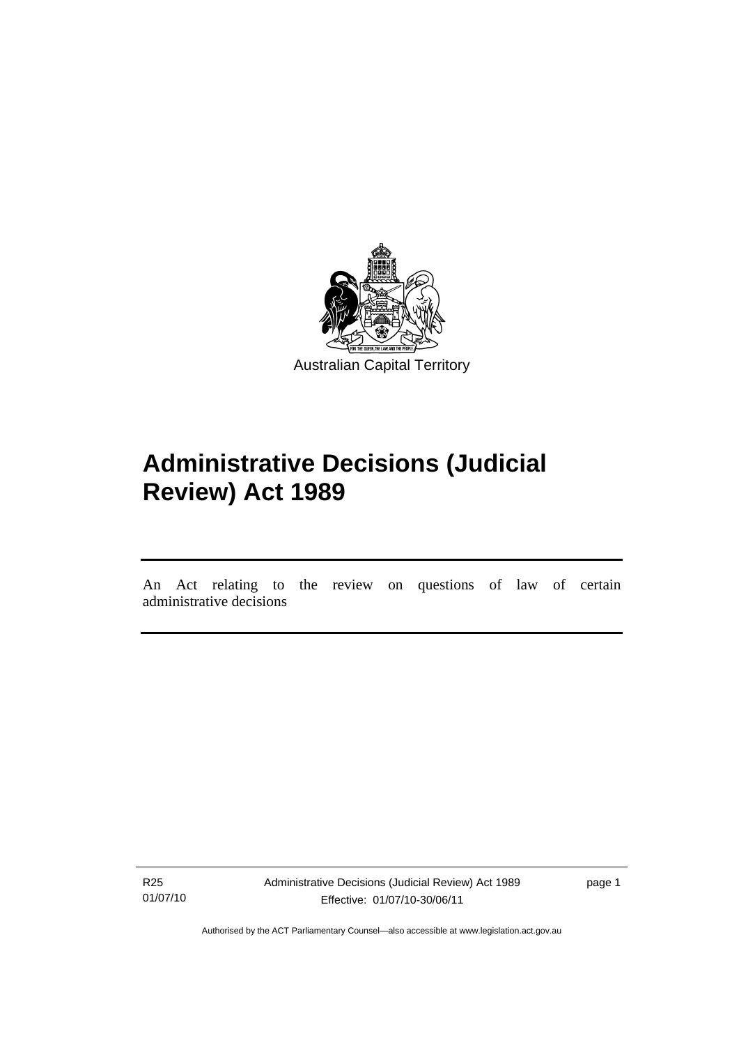Australian Capital Territory

# Administrative Decisions (Judicial Review) Act 1989

An Act relating to the review on questions of law of certain administrative decisions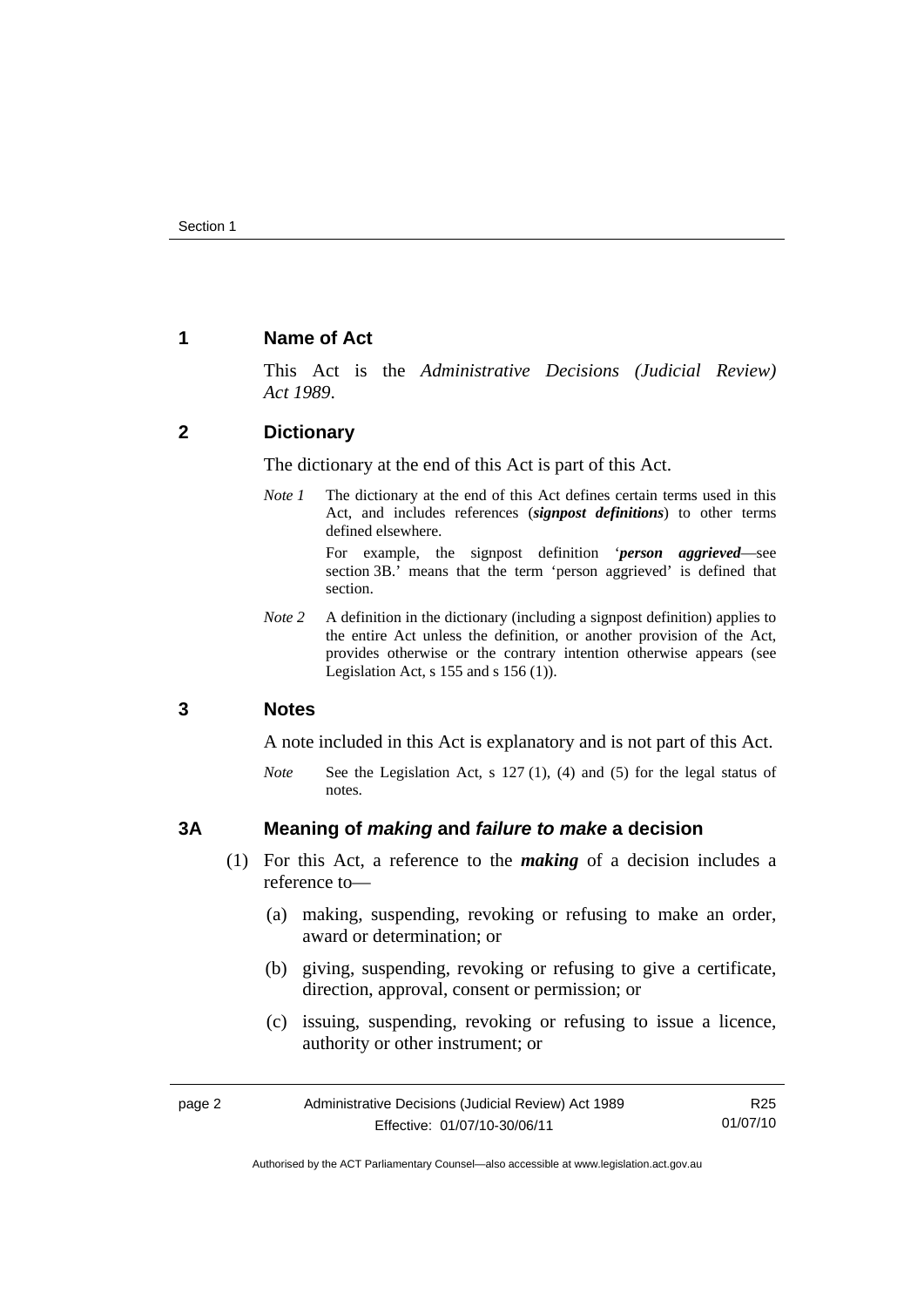## 1 Name of Act

This Act is the *Administrative Decisions (Judicial Review) Act 1989*.

## 2 Dictionary

The dictionary at the end of this Act is part of this Act.

*Note 1* The dictionary at the end of this Act defines certain terms used in this Act, and includes references (***signpost definitions***) to other terms defined elsewhere.

For example, the signpost definition '***person aggrieved***—see section 3B.' means that the term 'person aggrieved' is defined that section.

*Note 2* A definition in the dictionary (including a signpost definition) applies to the entire Act unless the definition, or another provision of the Act, provides otherwise or the contrary intention otherwise appears (see Legislation Act, s 155 and s 156 (1)).

## 3 Notes

A note included in this Act is explanatory and is not part of this Act.

*Note* See the Legislation Act, s 127 (1), (4) and (5) for the legal status of notes.

## 3A Meaning of *making* and *failure to make* a decision

(1) For this Act, a reference to the ***making*** of a decision includes a reference to—

(a) making, suspending, revoking or refusing to make an order, award or determination; or

(b) giving, suspending, revoking or refusing to give a certificate, direction, approval, consent or permission; or

(c) issuing, suspending, revoking or refusing to issue a licence, authority or other instrument; or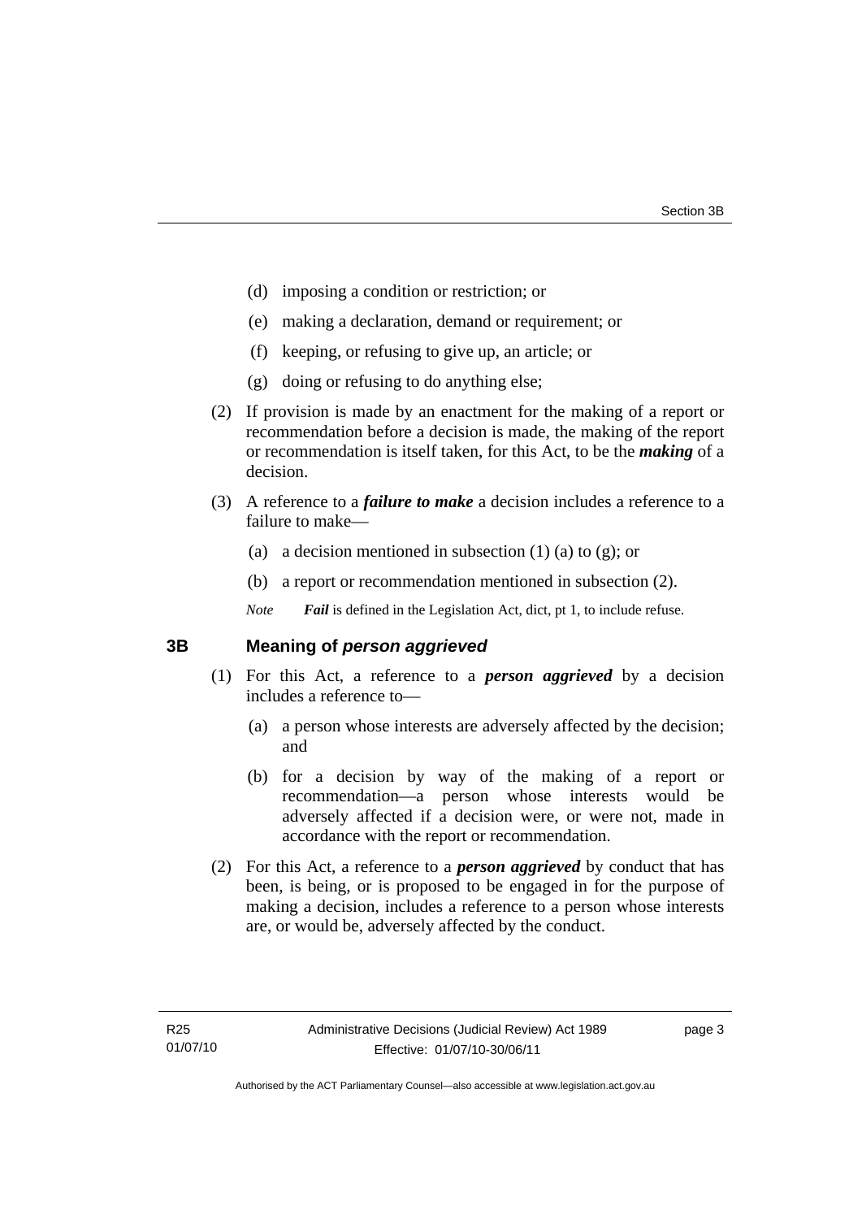(d) imposing a condition or restriction; or

(e) making a declaration, demand or requirement; or

(f) keeping, or refusing to give up, an article; or

(g) doing or refusing to do anything else;

(2) If provision is made by an enactment for the making of a report or recommendation before a decision is made, the making of the report or recommendation is itself taken, for this Act, to be the ***making*** of a decision.

(3) A reference to a ***failure to make*** a decision includes a reference to a failure to make—

(a) a decision mentioned in subsection (1) (a) to (g); or

(b) a report or recommendation mentioned in subsection (2).

*Note* ***Fail*** is defined in the Legislation Act, dict, pt 1, to include refuse.

## 3B Meaning of *person aggrieved*

(1) For this Act, a reference to a ***person aggrieved*** by a decision includes a reference to—

(a) a person whose interests are adversely affected by the decision; and

(b) for a decision by way of the making of a report or recommendation—a person whose interests would be adversely affected if a decision were, or were not, made in accordance with the report or recommendation.

(2) For this Act, a reference to a ***person aggrieved*** by conduct that has been, is being, or is proposed to be engaged in for the purpose of making a decision, includes a reference to a person whose interests are, or would be, adversely affected by the conduct.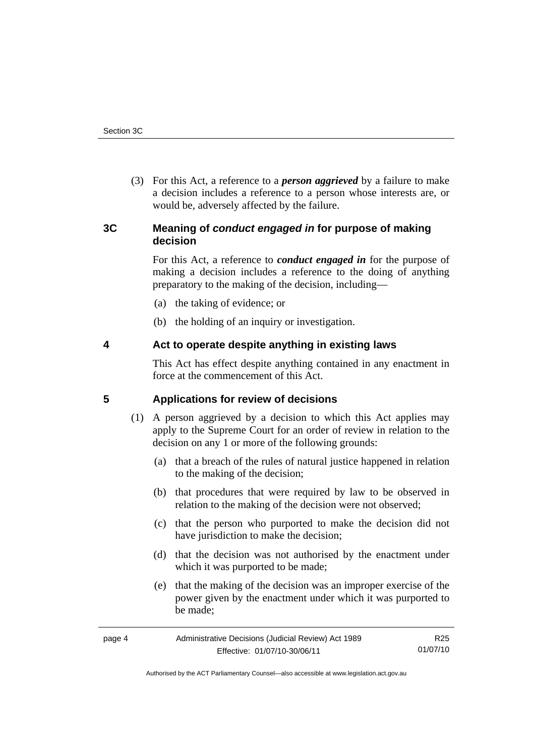(3) For this Act, a reference to a ***person aggrieved*** by a failure to make a decision includes a reference to a person whose interests are, or would be, adversely affected by the failure.

## 3C Meaning of *conduct engaged in* for purpose of making decision

For this Act, a reference to ***conduct engaged in*** for the purpose of making a decision includes a reference to the doing of anything preparatory to the making of the decision, including—

(a) the taking of evidence; or

(b) the holding of an inquiry or investigation.

## 4 Act to operate despite anything in existing laws

This Act has effect despite anything contained in any enactment in force at the commencement of this Act.

## 5 Applications for review of decisions

(1) A person aggrieved by a decision to which this Act applies may apply to the Supreme Court for an order of review in relation to the decision on any 1 or more of the following grounds:

(a) that a breach of the rules of natural justice happened in relation to the making of the decision;

(b) that procedures that were required by law to be observed in relation to the making of the decision were not observed;

(c) that the person who purported to make the decision did not have jurisdiction to make the decision;

(d) that the decision was not authorised by the enactment under which it was purported to be made;

(e) that the making of the decision was an improper exercise of the power given by the enactment under which it was purported to be made;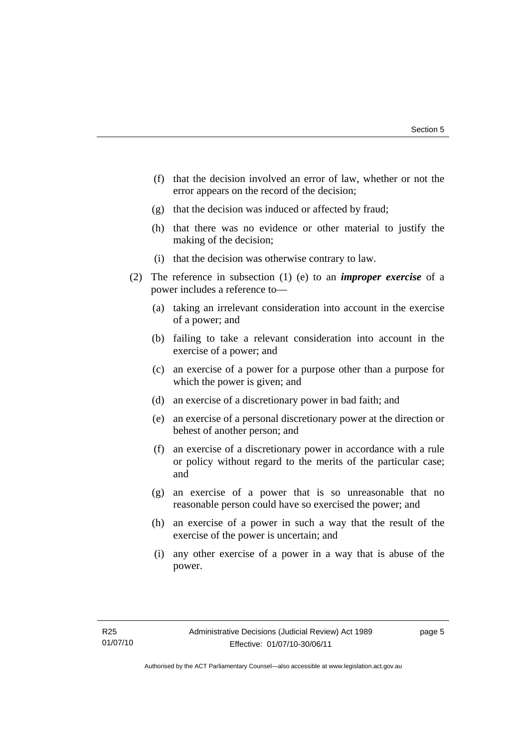(f) that the decision involved an error of law, whether or not the error appears on the record of the decision;

(g) that the decision was induced or affected by fraud;

(h) that there was no evidence or other material to justify the making of the decision;

(i) that the decision was otherwise contrary to law.

(2) The reference in subsection (1) (e) to an ***improper exercise*** of a power includes a reference to—

(a) taking an irrelevant consideration into account in the exercise of a power; and

(b) failing to take a relevant consideration into account in the exercise of a power; and

(c) an exercise of a power for a purpose other than a purpose for which the power is given; and

(d) an exercise of a discretionary power in bad faith; and

(e) an exercise of a personal discretionary power at the direction or behest of another person; and

(f) an exercise of a discretionary power in accordance with a rule or policy without regard to the merits of the particular case; and

(g) an exercise of a power that is so unreasonable that no reasonable person could have so exercised the power; and

(h) an exercise of a power in such a way that the result of the exercise of the power is uncertain; and

(i) any other exercise of a power in a way that is abuse of the power.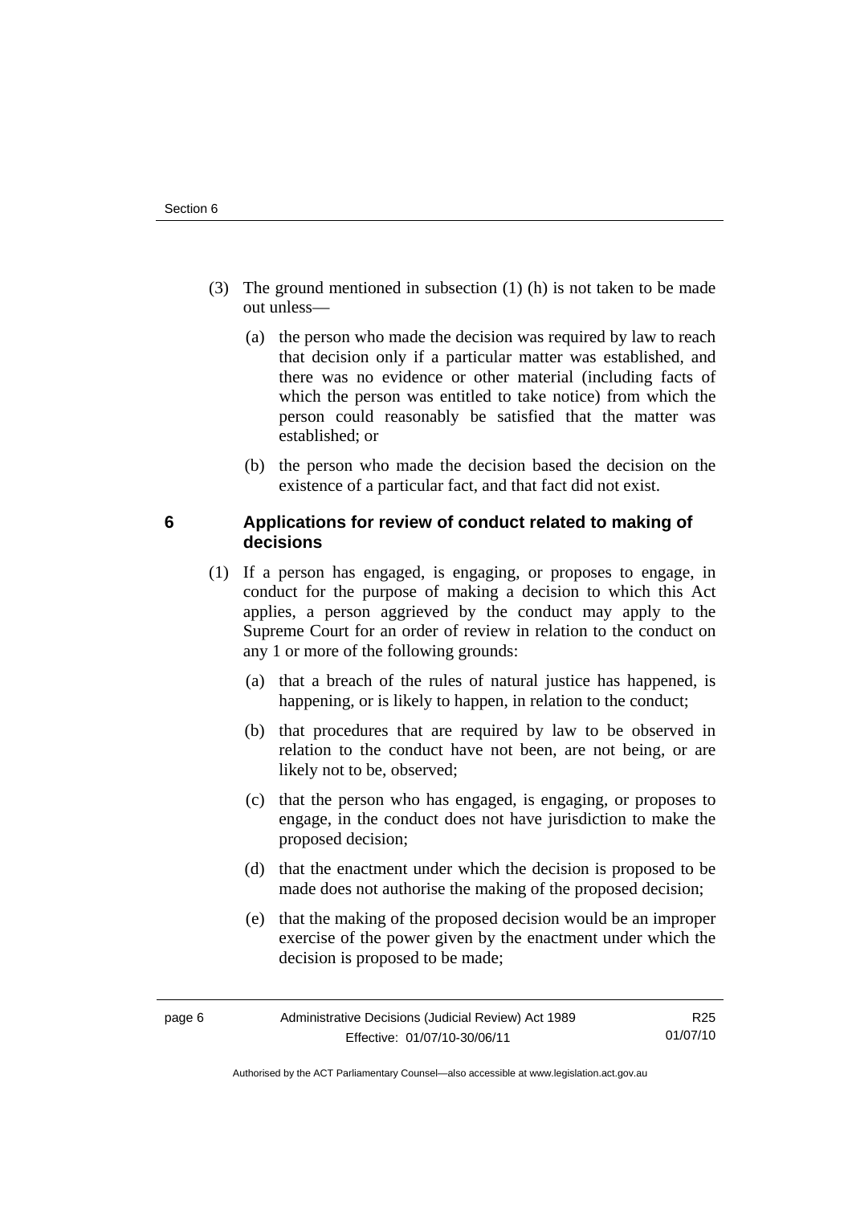(3) The ground mentioned in subsection (1) (h) is not taken to be made out unless—

(a) the person who made the decision was required by law to reach that decision only if a particular matter was established, and there was no evidence or other material (including facts of which the person was entitled to take notice) from which the person could reasonably be satisfied that the matter was established; or

(b) the person who made the decision based the decision on the existence of a particular fact, and that fact did not exist.

## 6 Applications for review of conduct related to making of decisions

(1) If a person has engaged, is engaging, or proposes to engage, in conduct for the purpose of making a decision to which this Act applies, a person aggrieved by the conduct may apply to the Supreme Court for an order of review in relation to the conduct on any 1 or more of the following grounds:

(a) that a breach of the rules of natural justice has happened, is happening, or is likely to happen, in relation to the conduct;

(b) that procedures that are required by law to be observed in relation to the conduct have not been, are not being, or are likely not to be, observed;

(c) that the person who has engaged, is engaging, or proposes to engage, in the conduct does not have jurisdiction to make the proposed decision;

(d) that the enactment under which the decision is proposed to be made does not authorise the making of the proposed decision;

(e) that the making of the proposed decision would be an improper exercise of the power given by the enactment under which the decision is proposed to be made;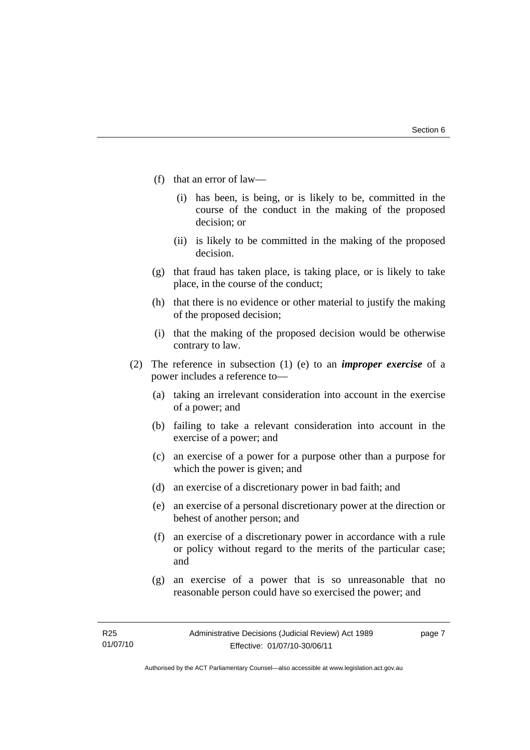(f) that an error of law—

   (i) has been, is being, or is likely to be, committed in the course of the conduct in the making of the proposed decision; or

   (ii) is likely to be committed in the making of the proposed decision.

(g) that fraud has taken place, is taking place, or is likely to take place, in the course of the conduct;

(h) that there is no evidence or other material to justify the making of the proposed decision;

(i) that the making of the proposed decision would be otherwise contrary to law.

(2) The reference in subsection (1) (e) to an ***improper exercise*** of a power includes a reference to—

   (a) taking an irrelevant consideration into account in the exercise of a power; and

   (b) failing to take a relevant consideration into account in the exercise of a power; and

   (c) an exercise of a power for a purpose other than a purpose for which the power is given; and

   (d) an exercise of a discretionary power in bad faith; and

   (e) an exercise of a personal discretionary power at the direction or behest of another person; and

   (f) an exercise of a discretionary power in accordance with a rule or policy without regard to the merits of the particular case; and

   (g) an exercise of a power that is so unreasonable that no reasonable person could have so exercised the power; and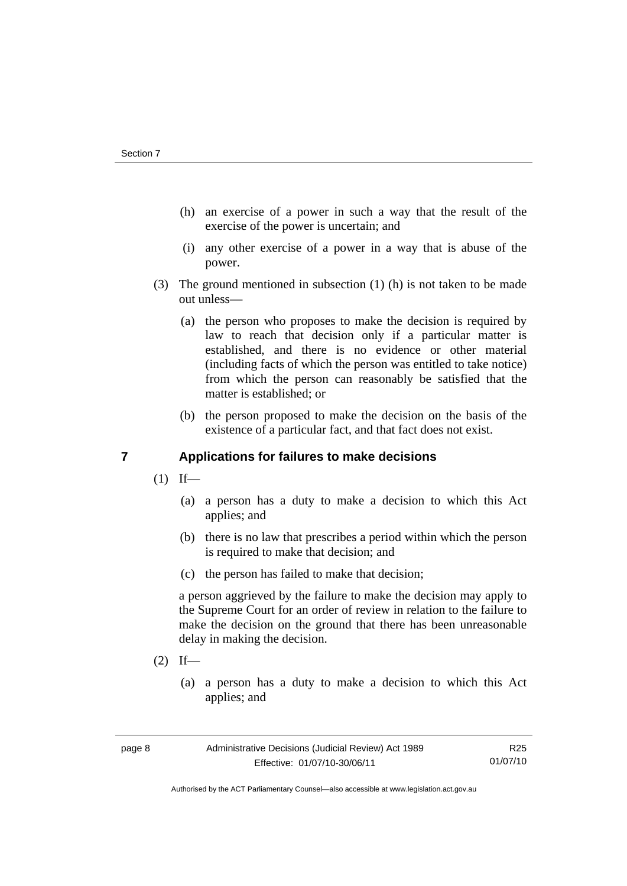(h) an exercise of a power in such a way that the result of the exercise of the power is uncertain; and

(i) any other exercise of a power in a way that is abuse of the power.

(3) The ground mentioned in subsection (1) (h) is not taken to be made out unless—

(a) the person who proposes to make the decision is required by law to reach that decision only if a particular matter is established, and there is no evidence or other material (including facts of which the person was entitled to take notice) from which the person can reasonably be satisfied that the matter is established; or

(b) the person proposed to make the decision on the basis of the existence of a particular fact, and that fact does not exist.

## 7 Applications for failures to make decisions

(1) If—

(a) a person has a duty to make a decision to which this Act applies; and

(b) there is no law that prescribes a period within which the person is required to make that decision; and

(c) the person has failed to make that decision;

a person aggrieved by the failure to make the decision may apply to the Supreme Court for an order of review in relation to the failure to make the decision on the ground that there has been unreasonable delay in making the decision.

(2) If—

(a) a person has a duty to make a decision to which this Act applies; and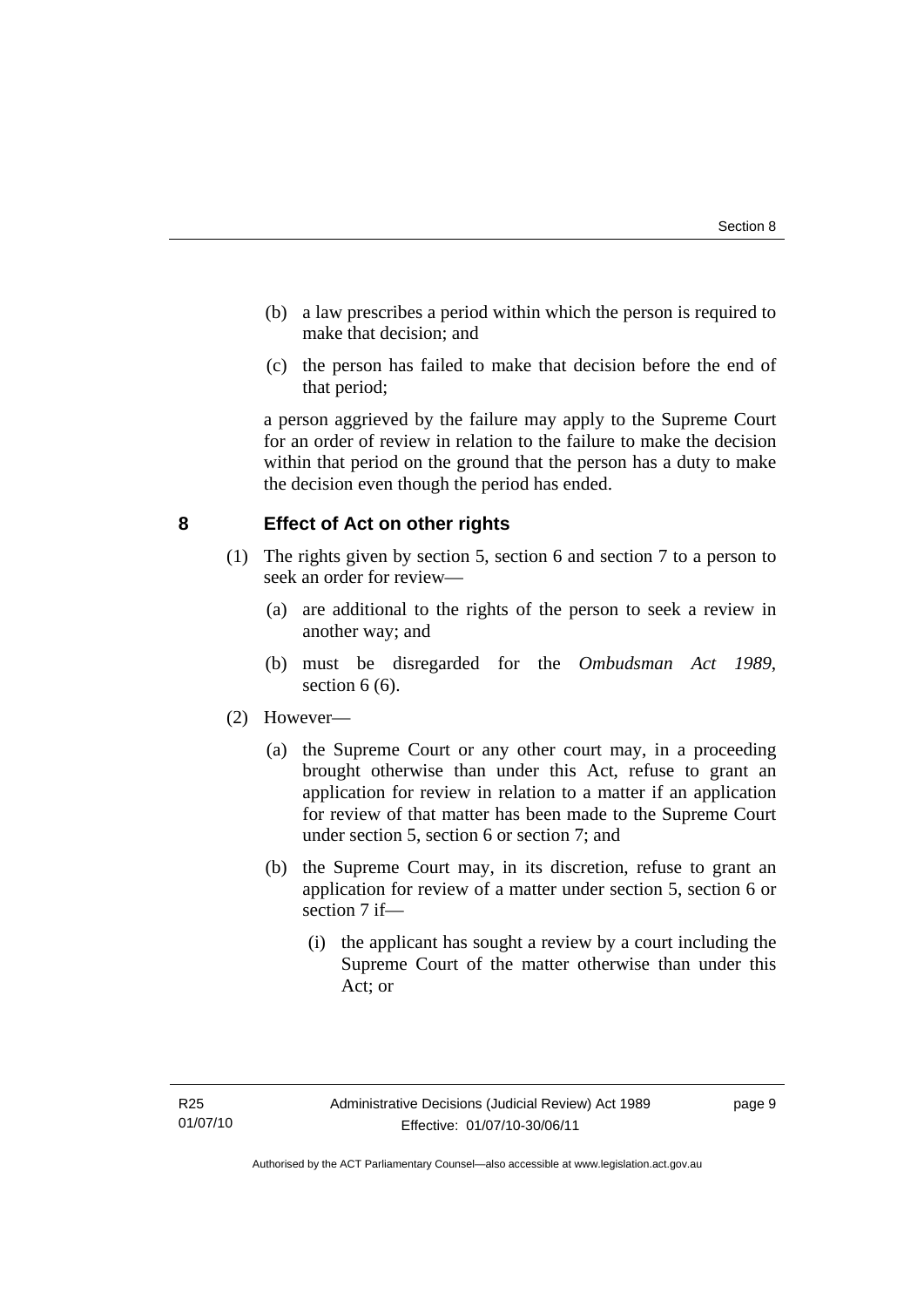(b) a law prescribes a period within which the person is required to make that decision; and

(c) the person has failed to make that decision before the end of that period;

a person aggrieved by the failure may apply to the Supreme Court for an order of review in relation to the failure to make the decision within that period on the ground that the person has a duty to make the decision even though the period has ended.

## 8 Effect of Act on other rights

(1) The rights given by section 5, section 6 and section 7 to a person to seek an order for review—

(a) are additional to the rights of the person to seek a review in another way; and

(b) must be disregarded for the *Ombudsman Act 1989*, section 6 (6).

(2) However—

(a) the Supreme Court or any other court may, in a proceeding brought otherwise than under this Act, refuse to grant an application for review in relation to a matter if an application for review of that matter has been made to the Supreme Court under section 5, section 6 or section 7; and

(b) the Supreme Court may, in its discretion, refuse to grant an application for review of a matter under section 5, section 6 or section 7 if—

(i) the applicant has sought a review by a court including the Supreme Court of the matter otherwise than under this Act; or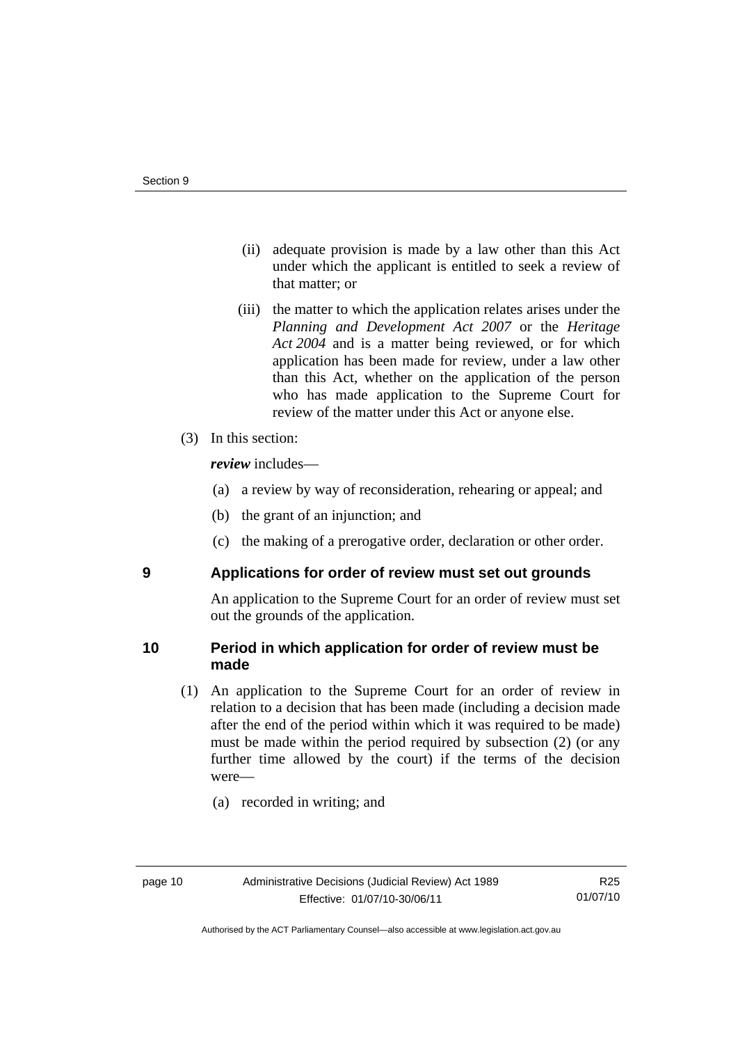(ii) adequate provision is made by a law other than this Act under which the applicant is entitled to seek a review of that matter; or

(iii) the matter to which the application relates arises under the *Planning and Development Act 2007* or the *Heritage Act 2004* and is a matter being reviewed, or for which application has been made for review, under a law other than this Act, whether on the application of the person who has made application to the Supreme Court for review of the matter under this Act or anyone else.

(3) In this section:

***review*** includes—

(a) a review by way of reconsideration, rehearing or appeal; and

(b) the grant of an injunction; and

(c) the making of a prerogative order, declaration or other order.

## 9 Applications for order of review must set out grounds

An application to the Supreme Court for an order of review must set out the grounds of the application.

## 10 Period in which application for order of review must be made

(1) An application to the Supreme Court for an order of review in relation to a decision that has been made (including a decision made after the end of the period within which it was required to be made) must be made within the period required by subsection (2) (or any further time allowed by the court) if the terms of the decision were—

(a) recorded in writing; and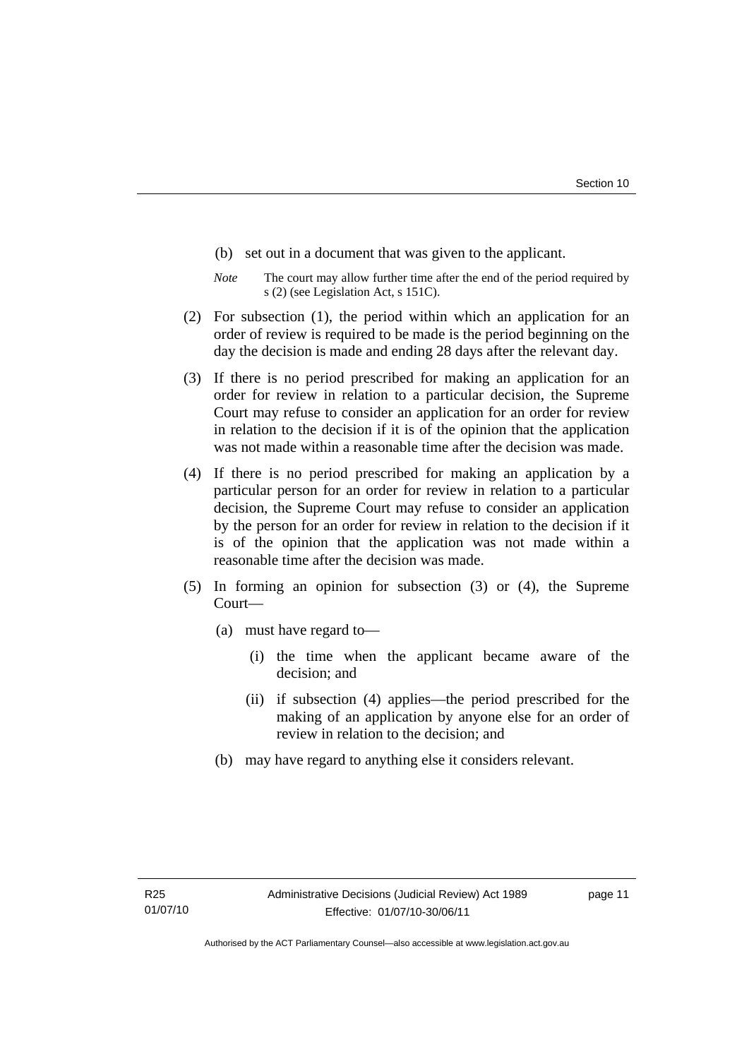(b) set out in a document that was given to the applicant.

*Note* The court may allow further time after the end of the period required by s (2) (see Legislation Act, s 151C).

(2) For subsection (1), the period within which an application for an order of review is required to be made is the period beginning on the day the decision is made and ending 28 days after the relevant day.

(3) If there is no period prescribed for making an application for an order for review in relation to a particular decision, the Supreme Court may refuse to consider an application for an order for review in relation to the decision if it is of the opinion that the application was not made within a reasonable time after the decision was made.

(4) If there is no period prescribed for making an application by a particular person for an order for review in relation to a particular decision, the Supreme Court may refuse to consider an application by the person for an order for review in relation to the decision if it is of the opinion that the application was not made within a reasonable time after the decision was made.

(5) In forming an opinion for subsection (3) or (4), the Supreme Court—

(a) must have regard to—

(i) the time when the applicant became aware of the decision; and

(ii) if subsection (4) applies—the period prescribed for the making of an application by anyone else for an order of review in relation to the decision; and

(b) may have regard to anything else it considers relevant.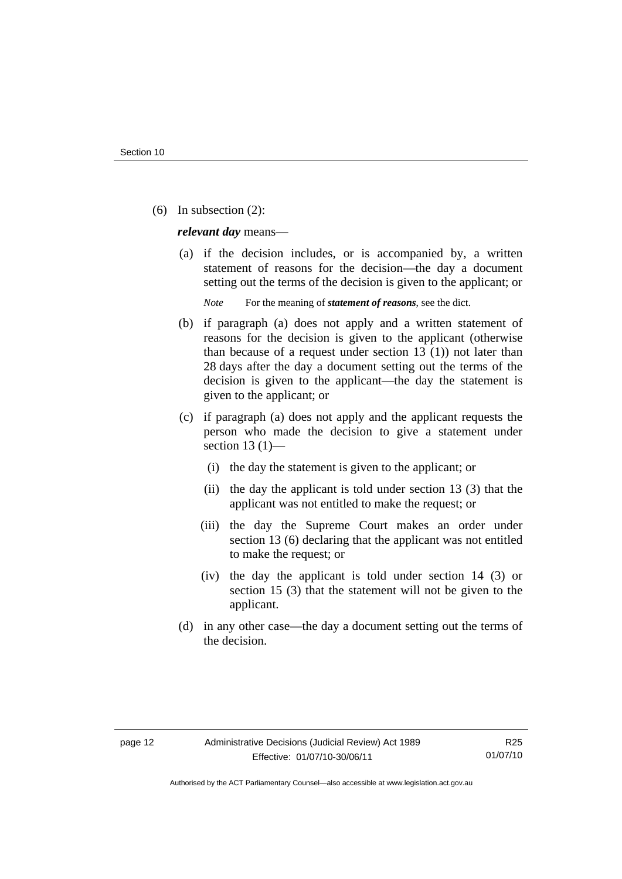(6) In subsection (2):

***relevant day*** means—

(a) if the decision includes, or is accompanied by, a written statement of reasons for the decision—the day a document setting out the terms of the decision is given to the applicant; or

*Note* For the meaning of ***statement of reasons***, see the dict.

(b) if paragraph (a) does not apply and a written statement of reasons for the decision is given to the applicant (otherwise than because of a request under section 13 (1)) not later than 28 days after the day a document setting out the terms of the decision is given to the applicant—the day the statement is given to the applicant; or

(c) if paragraph (a) does not apply and the applicant requests the person who made the decision to give a statement under section 13 (1)—

(i) the day the statement is given to the applicant; or

(ii) the day the applicant is told under section 13 (3) that the applicant was not entitled to make the request; or

(iii) the day the Supreme Court makes an order under section 13 (6) declaring that the applicant was not entitled to make the request; or

(iv) the day the applicant is told under section 14 (3) or section 15 (3) that the statement will not be given to the applicant.

(d) in any other case—the day a document setting out the terms of the decision.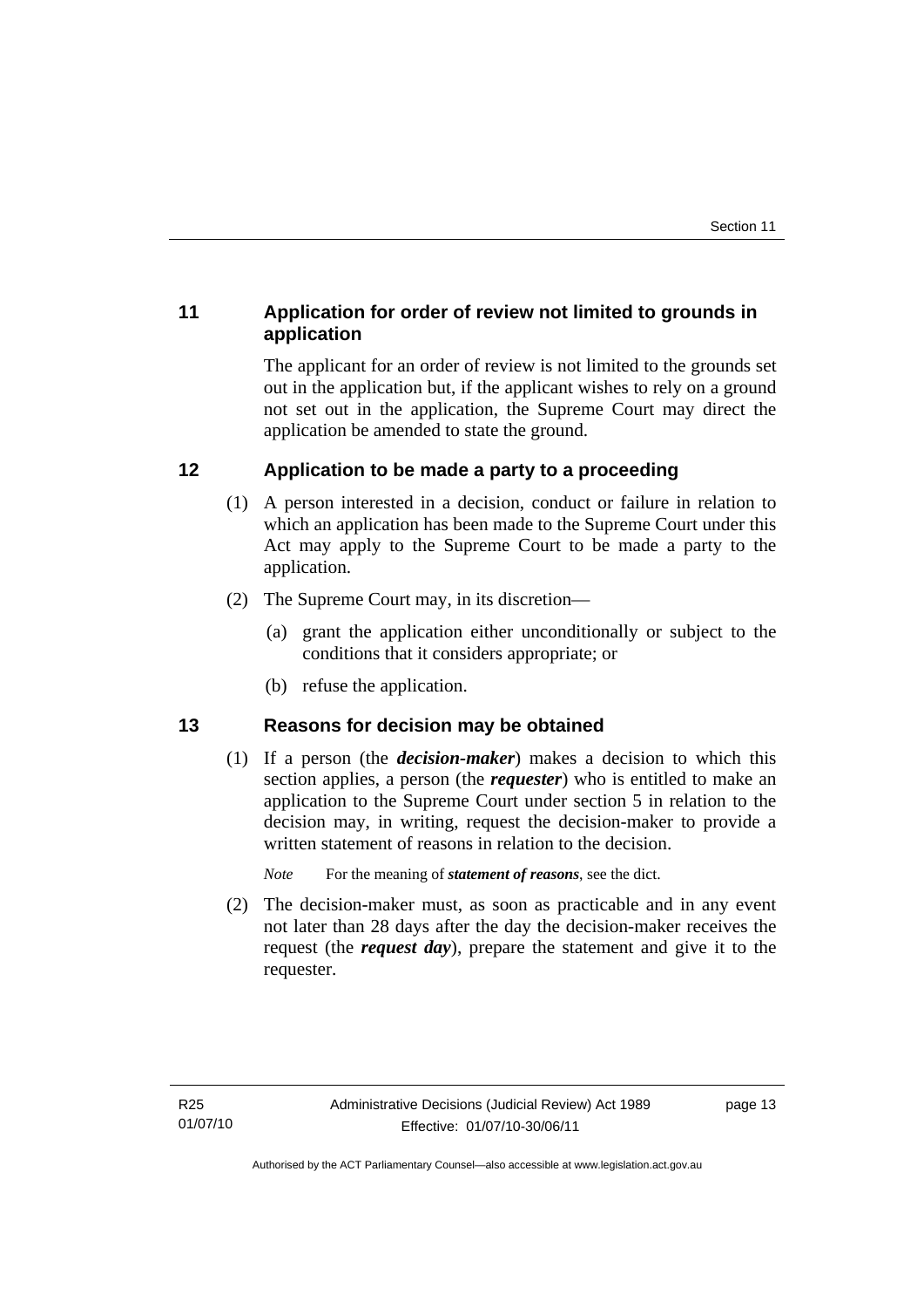## 11 Application for order of review not limited to grounds in application

The applicant for an order of review is not limited to the grounds set out in the application but, if the applicant wishes to rely on a ground not set out in the application, the Supreme Court may direct the application be amended to state the ground.

## 12 Application to be made a party to a proceeding

(1) A person interested in a decision, conduct or failure in relation to which an application has been made to the Supreme Court under this Act may apply to the Supreme Court to be made a party to the application.

(2) The Supreme Court may, in its discretion—

(a) grant the application either unconditionally or subject to the conditions that it considers appropriate; or

(b) refuse the application.

## 13 Reasons for decision may be obtained

(1) If a person (the ***decision-maker***) makes a decision to which this section applies, a person (the ***requester***) who is entitled to make an application to the Supreme Court under section 5 in relation to the decision may, in writing, request the decision-maker to provide a written statement of reasons in relation to the decision.

*Note* For the meaning of ***statement of reasons***, see the dict.

(2) The decision-maker must, as soon as practicable and in any event not later than 28 days after the day the decision-maker receives the request (the ***request day***), prepare the statement and give it to the requester.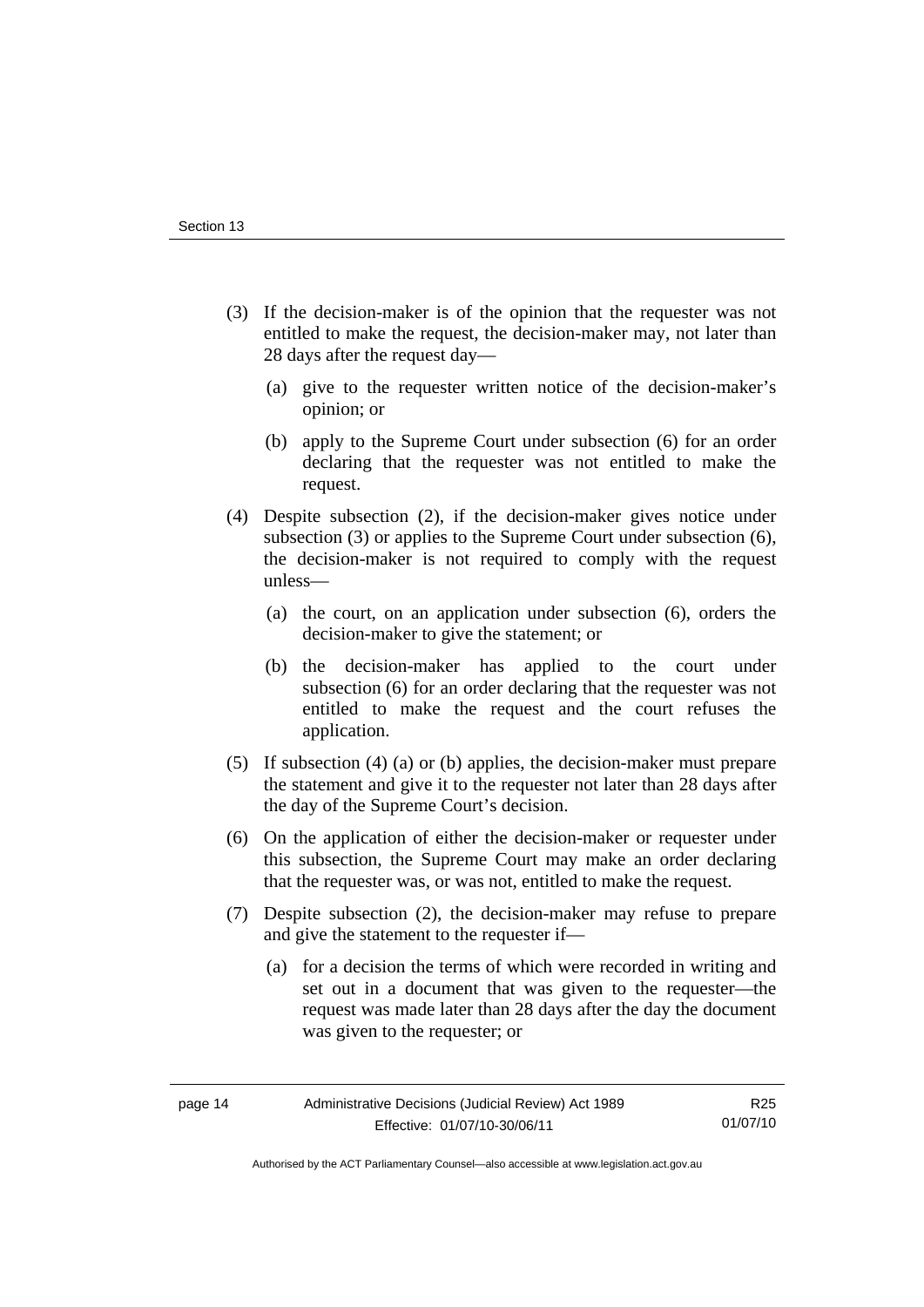(3) If the decision-maker is of the opinion that the requester was not entitled to make the request, the decision-maker may, not later than 28 days after the request day—

(a) give to the requester written notice of the decision-maker's opinion; or

(b) apply to the Supreme Court under subsection (6) for an order declaring that the requester was not entitled to make the request.

(4) Despite subsection (2), if the decision-maker gives notice under subsection (3) or applies to the Supreme Court under subsection (6), the decision-maker is not required to comply with the request unless—

(a) the court, on an application under subsection (6), orders the decision-maker to give the statement; or

(b) the decision-maker has applied to the court under subsection (6) for an order declaring that the requester was not entitled to make the request and the court refuses the application.

(5) If subsection (4) (a) or (b) applies, the decision-maker must prepare the statement and give it to the requester not later than 28 days after the day of the Supreme Court's decision.

(6) On the application of either the decision-maker or requester under this subsection, the Supreme Court may make an order declaring that the requester was, or was not, entitled to make the request.

(7) Despite subsection (2), the decision-maker may refuse to prepare and give the statement to the requester if—

(a) for a decision the terms of which were recorded in writing and set out in a document that was given to the requester—the request was made later than 28 days after the day the document was given to the requester; or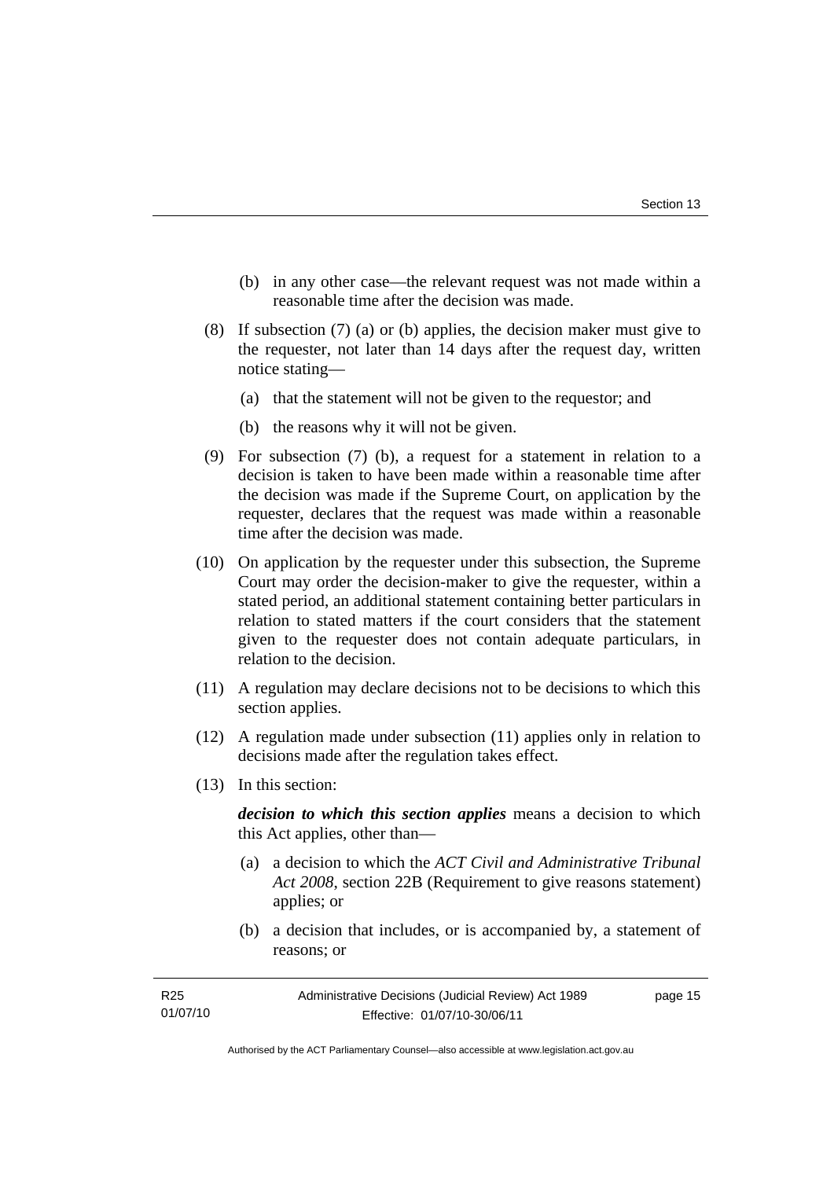(b) in any other case—the relevant request was not made within a reasonable time after the decision was made.

(8) If subsection (7) (a) or (b) applies, the decision maker must give to the requester, not later than 14 days after the request day, written notice stating—

(a) that the statement will not be given to the requestor; and

(b) the reasons why it will not be given.

(9) For subsection (7) (b), a request for a statement in relation to a decision is taken to have been made within a reasonable time after the decision was made if the Supreme Court, on application by the requester, declares that the request was made within a reasonable time after the decision was made.

(10) On application by the requester under this subsection, the Supreme Court may order the decision-maker to give the requester, within a stated period, an additional statement containing better particulars in relation to stated matters if the court considers that the statement given to the requester does not contain adequate particulars, in relation to the decision.

(11) A regulation may declare decisions not to be decisions to which this section applies.

(12) A regulation made under subsection (11) applies only in relation to decisions made after the regulation takes effect.

(13) In this section:

***decision to which this section applies*** means a decision to which this Act applies, other than—

(a) a decision to which the *ACT Civil and Administrative Tribunal Act 2008*, section 22B (Requirement to give reasons statement) applies; or

(b) a decision that includes, or is accompanied by, a statement of reasons; or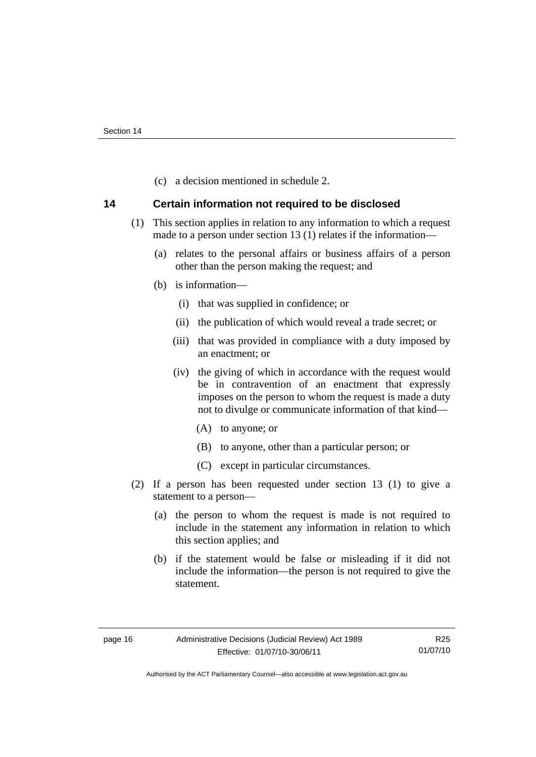(c) a decision mentioned in schedule 2.

## 14 Certain information not required to be disclosed

(1) This section applies in relation to any information to which a request made to a person under section 13 (1) relates if the information—

(a) relates to the personal affairs or business affairs of a person other than the person making the request; and

(b) is information—

(i) that was supplied in confidence; or

(ii) the publication of which would reveal a trade secret; or

(iii) that was provided in compliance with a duty imposed by an enactment; or

(iv) the giving of which in accordance with the request would be in contravention of an enactment that expressly imposes on the person to whom the request is made a duty not to divulge or communicate information of that kind—

(A) to anyone; or

(B) to anyone, other than a particular person; or

(C) except in particular circumstances.

(2) If a person has been requested under section 13 (1) to give a statement to a person—

(a) the person to whom the request is made is not required to include in the statement any information in relation to which this section applies; and

(b) if the statement would be false or misleading if it did not include the information—the person is not required to give the statement.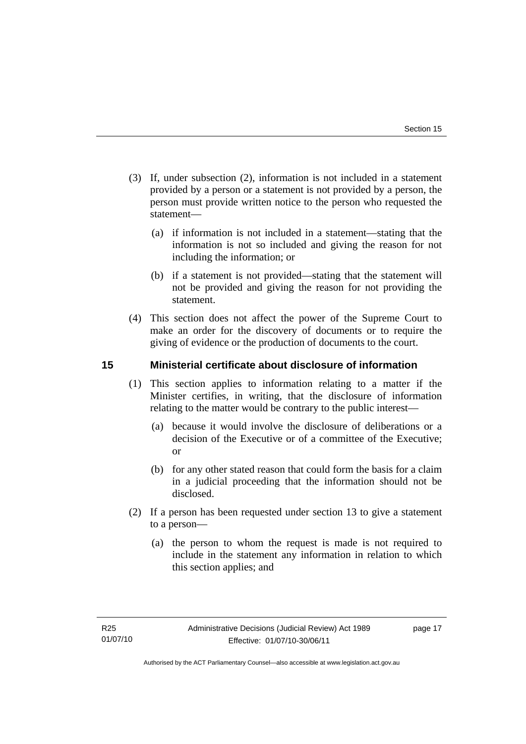(3) If, under subsection (2), information is not included in a statement provided by a person or a statement is not provided by a person, the person must provide written notice to the person who requested the statement—

(a) if information is not included in a statement—stating that the information is not so included and giving the reason for not including the information; or

(b) if a statement is not provided—stating that the statement will not be provided and giving the reason for not providing the statement.

(4) This section does not affect the power of the Supreme Court to make an order for the discovery of documents or to require the giving of evidence or the production of documents to the court.

## 15 Ministerial certificate about disclosure of information

(1) This section applies to information relating to a matter if the Minister certifies, in writing, that the disclosure of information relating to the matter would be contrary to the public interest—

(a) because it would involve the disclosure of deliberations or a decision of the Executive or of a committee of the Executive; or

(b) for any other stated reason that could form the basis for a claim in a judicial proceeding that the information should not be disclosed.

(2) If a person has been requested under section 13 to give a statement to a person—

(a) the person to whom the request is made is not required to include in the statement any information in relation to which this section applies; and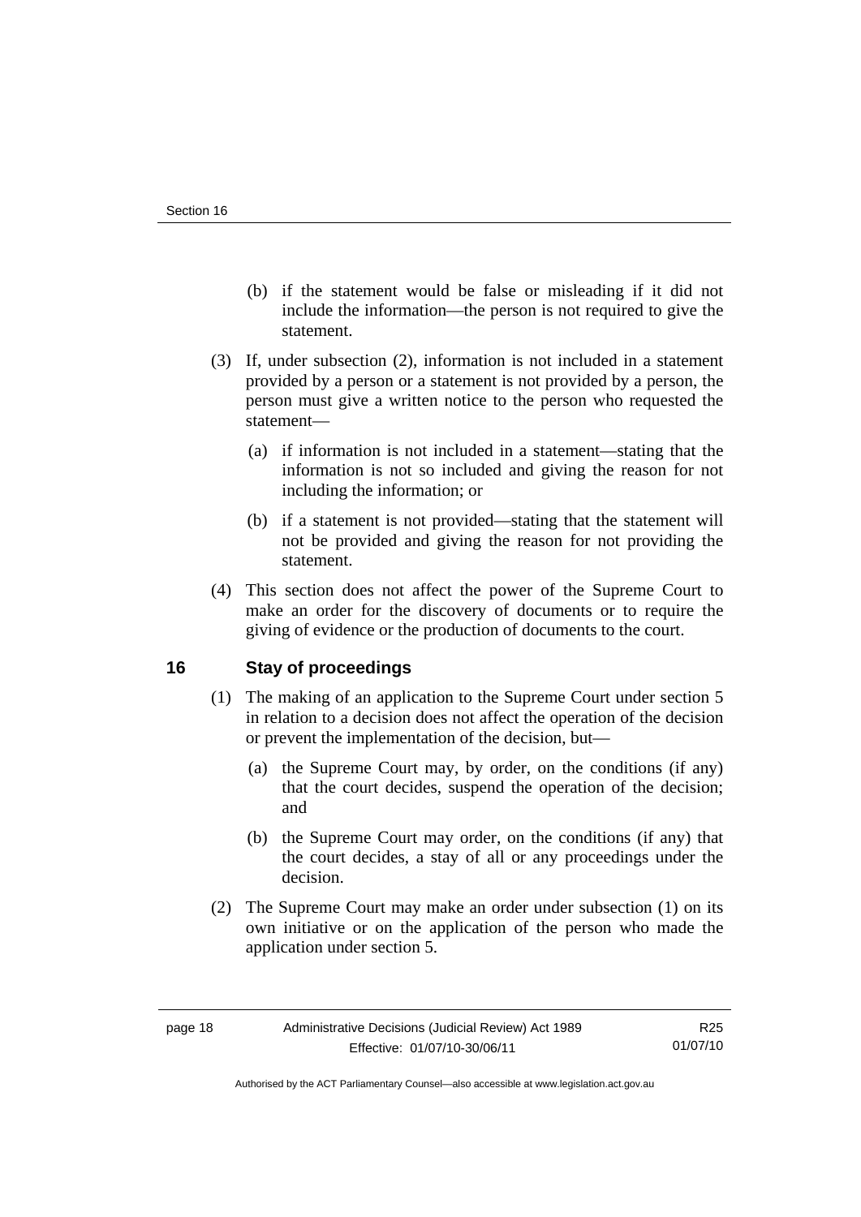(b) if the statement would be false or misleading if it did not include the information—the person is not required to give the statement.

(3) If, under subsection (2), information is not included in a statement provided by a person or a statement is not provided by a person, the person must give a written notice to the person who requested the statement—

(a) if information is not included in a statement—stating that the information is not so included and giving the reason for not including the information; or

(b) if a statement is not provided—stating that the statement will not be provided and giving the reason for not providing the statement.

(4) This section does not affect the power of the Supreme Court to make an order for the discovery of documents or to require the giving of evidence or the production of documents to the court.

## 16 Stay of proceedings

(1) The making of an application to the Supreme Court under section 5 in relation to a decision does not affect the operation of the decision or prevent the implementation of the decision, but—

(a) the Supreme Court may, by order, on the conditions (if any) that the court decides, suspend the operation of the decision; and

(b) the Supreme Court may order, on the conditions (if any) that the court decides, a stay of all or any proceedings under the decision.

(2) The Supreme Court may make an order under subsection (1) on its own initiative or on the application of the person who made the application under section 5.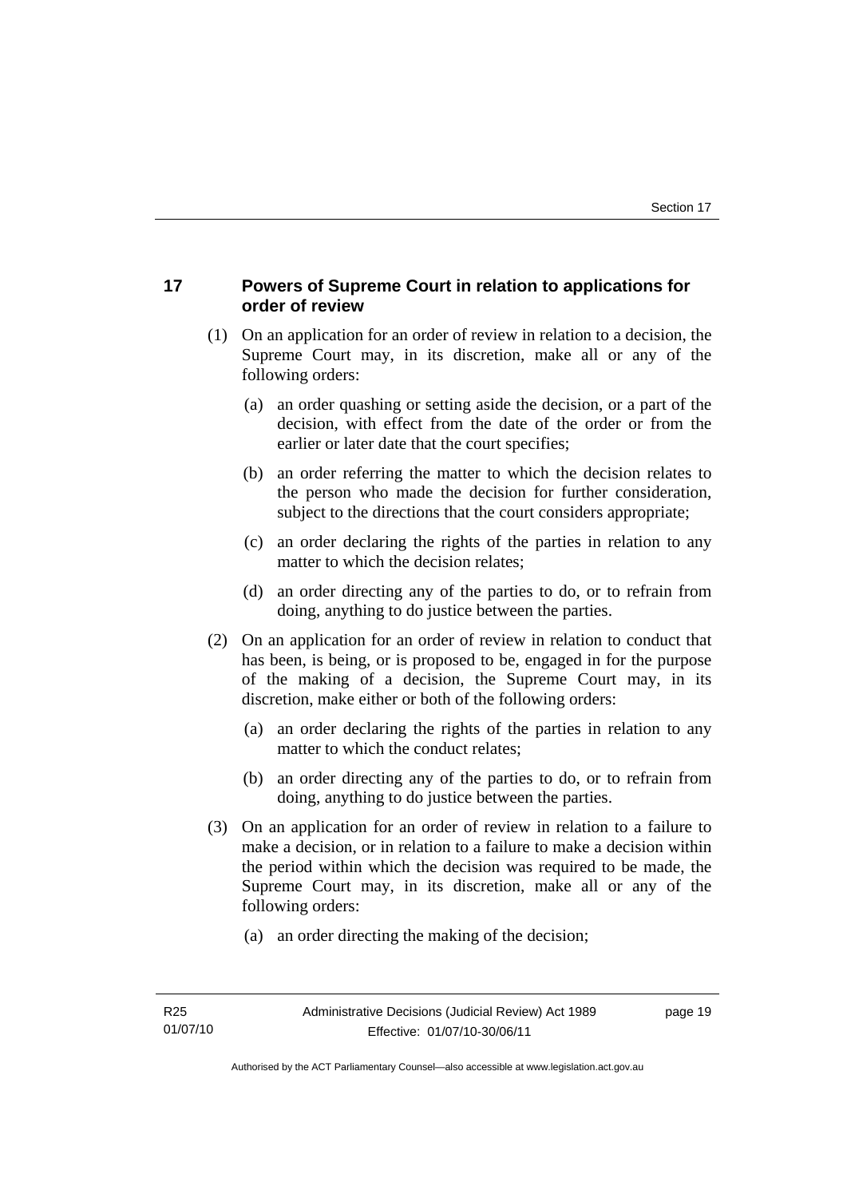## 17 Powers of Supreme Court in relation to applications for order of review

(1) On an application for an order of review in relation to a decision, the Supreme Court may, in its discretion, make all or any of the following orders:

(a) an order quashing or setting aside the decision, or a part of the decision, with effect from the date of the order or from the earlier or later date that the court specifies;

(b) an order referring the matter to which the decision relates to the person who made the decision for further consideration, subject to the directions that the court considers appropriate;

(c) an order declaring the rights of the parties in relation to any matter to which the decision relates;

(d) an order directing any of the parties to do, or to refrain from doing, anything to do justice between the parties.

(2) On an application for an order of review in relation to conduct that has been, is being, or is proposed to be, engaged in for the purpose of the making of a decision, the Supreme Court may, in its discretion, make either or both of the following orders:

(a) an order declaring the rights of the parties in relation to any matter to which the conduct relates;

(b) an order directing any of the parties to do, or to refrain from doing, anything to do justice between the parties.

(3) On an application for an order of review in relation to a failure to make a decision, or in relation to a failure to make a decision within the period within which the decision was required to be made, the Supreme Court may, in its discretion, make all or any of the following orders:

(a) an order directing the making of the decision;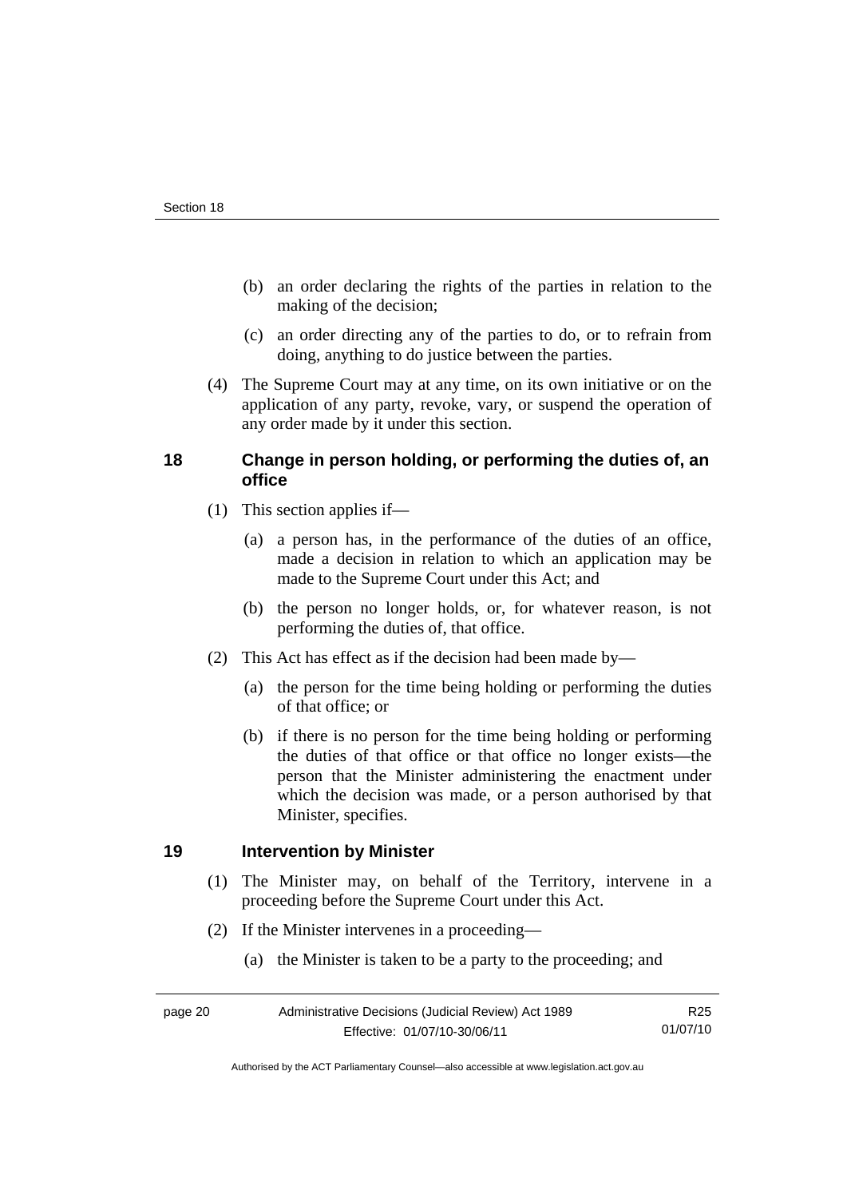(b) an order declaring the rights of the parties in relation to the making of the decision;

(c) an order directing any of the parties to do, or to refrain from doing, anything to do justice between the parties.

(4) The Supreme Court may at any time, on its own initiative or on the application of any party, revoke, vary, or suspend the operation of any order made by it under this section.

## 18 Change in person holding, or performing the duties of, an office

(1) This section applies if—

(a) a person has, in the performance of the duties of an office, made a decision in relation to which an application may be made to the Supreme Court under this Act; and

(b) the person no longer holds, or, for whatever reason, is not performing the duties of, that office.

(2) This Act has effect as if the decision had been made by—

(a) the person for the time being holding or performing the duties of that office; or

(b) if there is no person for the time being holding or performing the duties of that office or that office no longer exists—the person that the Minister administering the enactment under which the decision was made, or a person authorised by that Minister, specifies.

## 19 Intervention by Minister

(1) The Minister may, on behalf of the Territory, intervene in a proceeding before the Supreme Court under this Act.

(2) If the Minister intervenes in a proceeding—

(a) the Minister is taken to be a party to the proceeding; and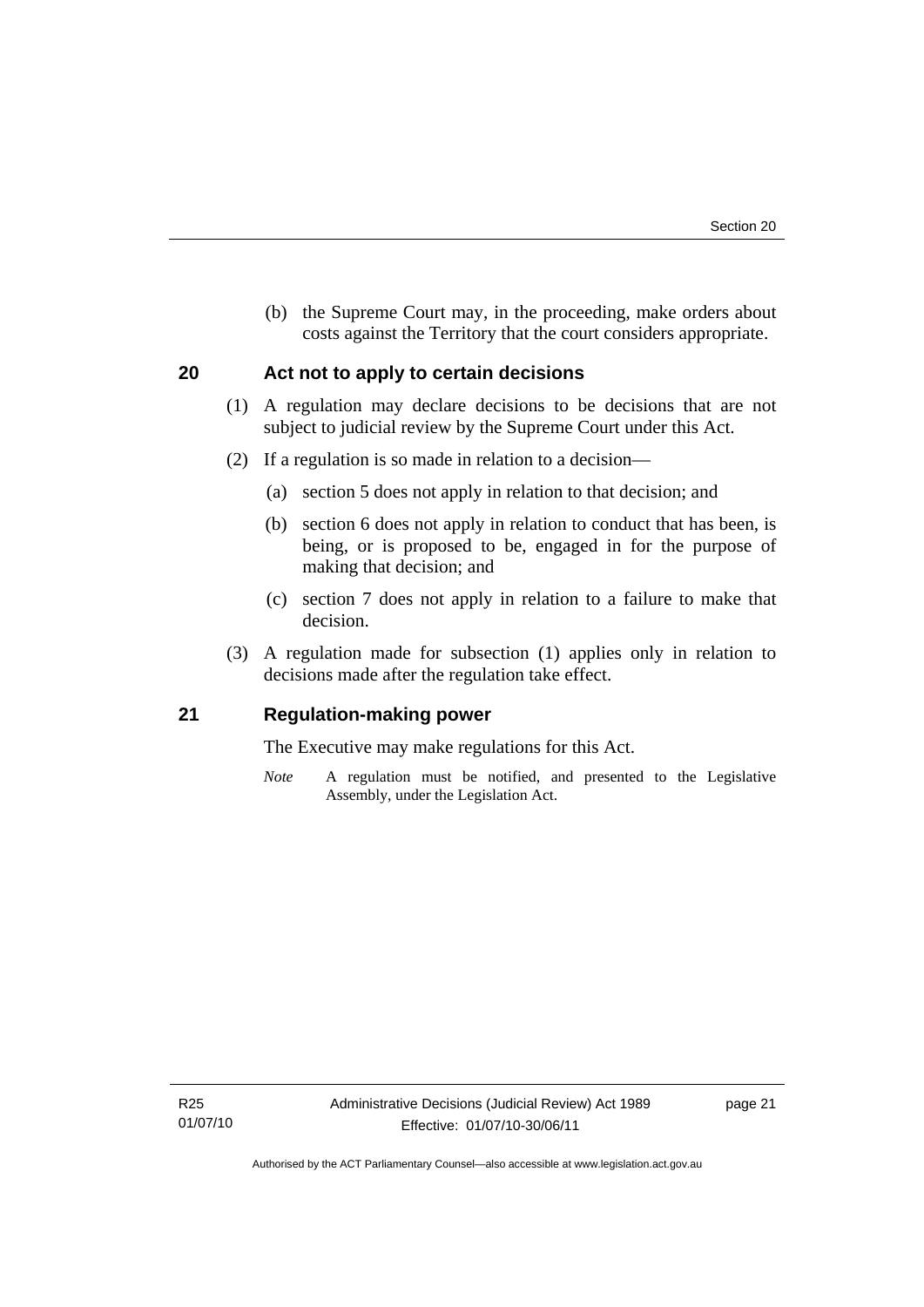(b) the Supreme Court may, in the proceeding, make orders about costs against the Territory that the court considers appropriate.

## 20 Act not to apply to certain decisions

(1) A regulation may declare decisions to be decisions that are not subject to judicial review by the Supreme Court under this Act.

(2) If a regulation is so made in relation to a decision—

(a) section 5 does not apply in relation to that decision; and

(b) section 6 does not apply in relation to conduct that has been, is being, or is proposed to be, engaged in for the purpose of making that decision; and

(c) section 7 does not apply in relation to a failure to make that decision.

(3) A regulation made for subsection (1) applies only in relation to decisions made after the regulation take effect.

## 21 Regulation-making power

The Executive may make regulations for this Act.

*Note* A regulation must be notified, and presented to the Legislative Assembly, under the Legislation Act.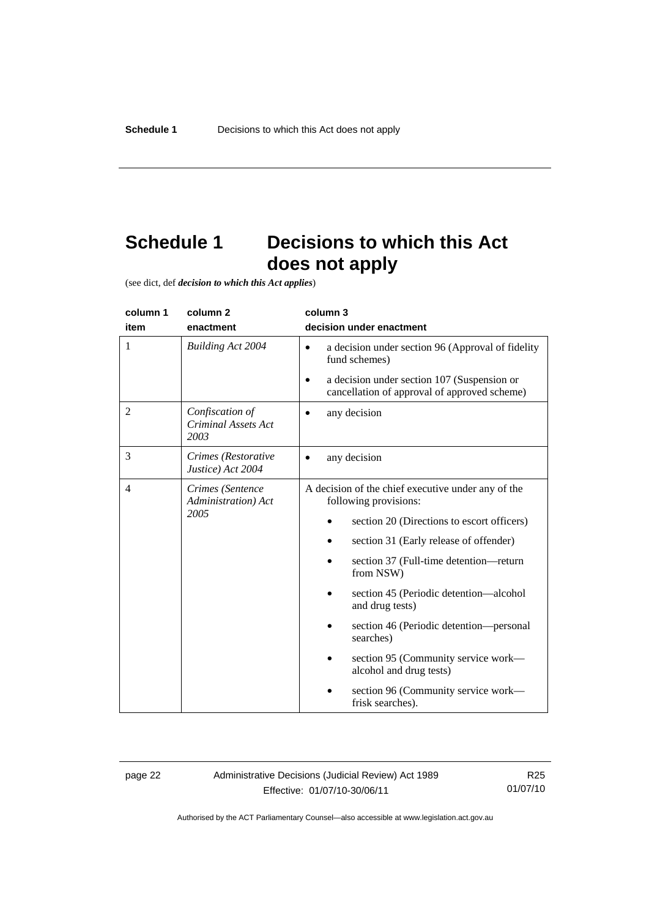# Schedule 1 Decisions to which this Act does not apply

(see dict, def ***decision to which this Act applies***)

| column 1<br>item | column 2<br>enactment | column 3<br>decision under enactment |
|---|---|---|
| 1 | *Building Act 2004* | • a decision under section 96 (Approval of fidelity fund schemes)<br>• a decision under section 107 (Suspension or cancellation of approval of approved scheme) |
| 2 | *Confiscation of Criminal Assets Act 2003* | • any decision |
| 3 | *Crimes (Restorative Justice) Act 2004* | • any decision |
| 4 | *Crimes (Sentence Administration) Act 2005* | A decision of the chief executive under any of the following provisions:<br>• section 20 (Directions to escort officers)<br>• section 31 (Early release of offender)<br>• section 37 (Full-time detention—return from NSW)<br>• section 45 (Periodic detention—alcohol and drug tests)<br>• section 46 (Periodic detention—personal searches)<br>• section 95 (Community service work—alcohol and drug tests)<br>• section 96 (Community service work—frisk searches). |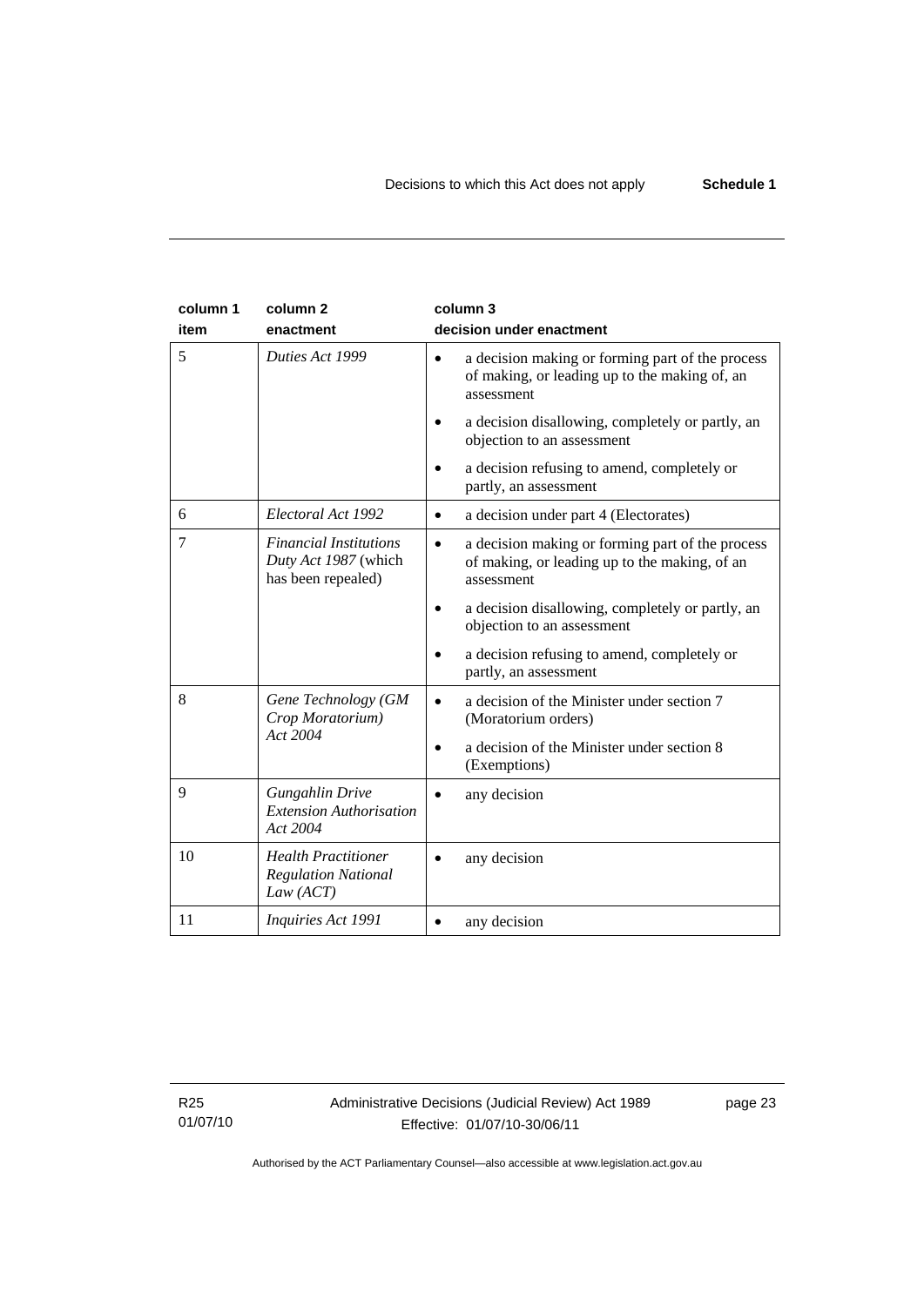| column 1 item | column 2 enactment | column 3 decision under enactment |
|---|---|---|
| 5 | *Duties Act 1999* | • a decision making or forming part of the process of making, or leading up to the making of, an assessment<br>• a decision disallowing, completely or partly, an objection to an assessment<br>• a decision refusing to amend, completely or partly, an assessment |
| 6 | *Electoral Act 1992* | • a decision under part 4 (Electorates) |
| 7 | *Financial Institutions Duty Act 1987* (which has been repealed) | • a decision making or forming part of the process of making, or leading up to the making, of an assessment<br>• a decision disallowing, completely or partly, an objection to an assessment<br>• a decision refusing to amend, completely or partly, an assessment |
| 8 | *Gene Technology (GM Crop Moratorium) Act 2004* | • a decision of the Minister under section 7 (Moratorium orders)<br>• a decision of the Minister under section 8 (Exemptions) |
| 9 | *Gungahlin Drive Extension Authorisation Act 2004* | • any decision |
| 10 | *Health Practitioner Regulation National Law (ACT)* | • any decision |
| 11 | *Inquiries Act 1991* | • any decision |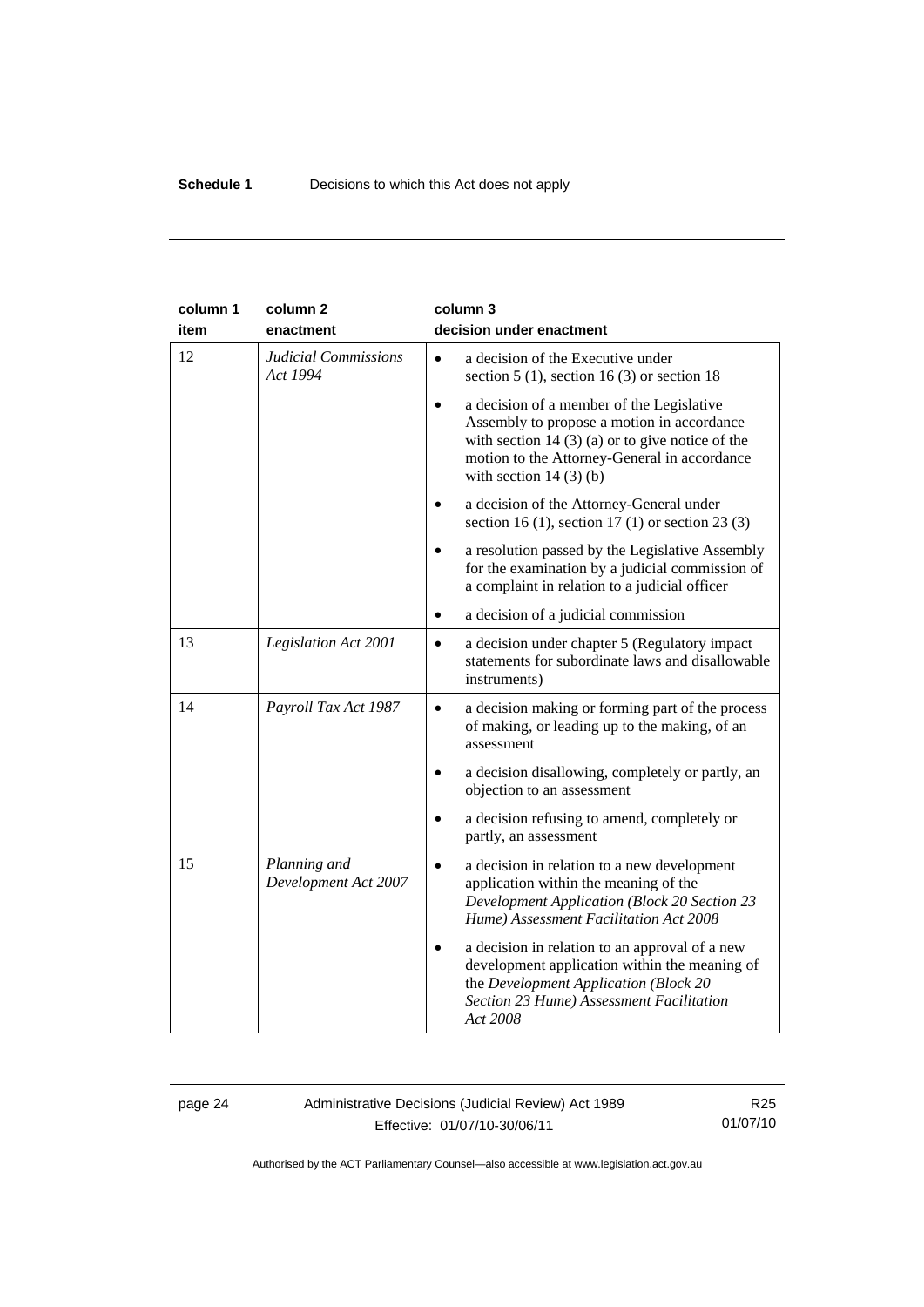| column 1 item | column 2 enactment | column 3 decision under enactment |
|---|---|---|
| 12 | *Judicial Commissions Act 1994* | • a decision of the Executive under section 5 (1), section 16 (3) or section 18<br>• a decision of a member of the Legislative Assembly to propose a motion in accordance with section 14 (3) (a) or to give notice of the motion to the Attorney-General in accordance with section 14 (3) (b)<br>• a decision of the Attorney-General under section 16 (1), section 17 (1) or section 23 (3)<br>• a resolution passed by the Legislative Assembly for the examination by a judicial commission of a complaint in relation to a judicial officer<br>• a decision of a judicial commission |
| 13 | *Legislation Act 2001* | • a decision under chapter 5 (Regulatory impact statements for subordinate laws and disallowable instruments) |
| 14 | *Payroll Tax Act 1987* | • a decision making or forming part of the process of making, or leading up to the making, of an assessment<br>• a decision disallowing, completely or partly, an objection to an assessment<br>• a decision refusing to amend, completely or partly, an assessment |
| 15 | *Planning and Development Act 2007* | • a decision in relation to a new development application within the meaning of the *Development Application (Block 20 Section 23 Hume) Assessment Facilitation Act 2008*<br>• a decision in relation to an approval of a new development application within the meaning of the *Development Application (Block 20 Section 23 Hume) Assessment Facilitation Act 2008* |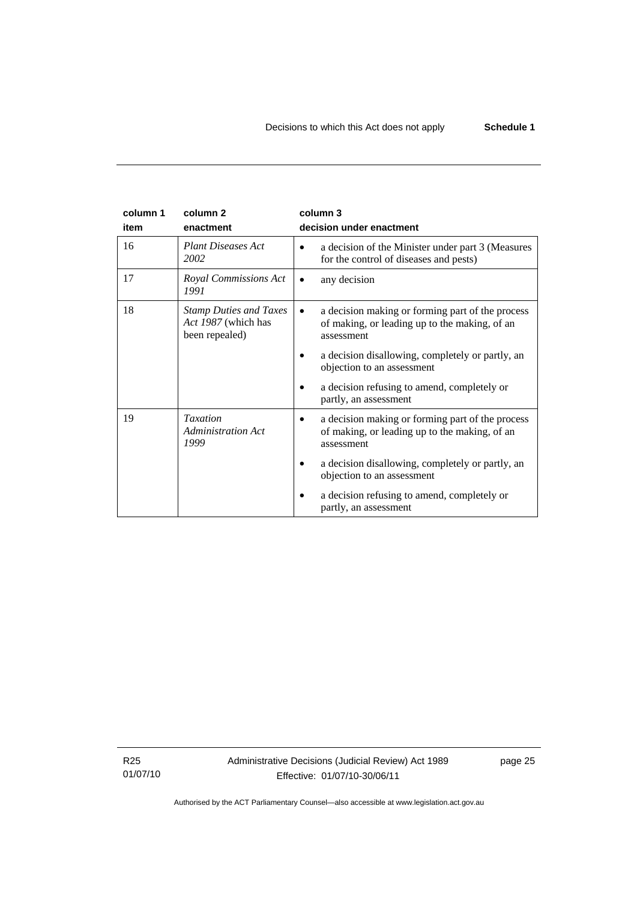| column 1 item | column 2 enactment | column 3 decision under enactment |
|---|---|---|
| 16 | *Plant Diseases Act 2002* | • a decision of the Minister under part 3 (Measures for the control of diseases and pests) |
| 17 | *Royal Commissions Act 1991* | • any decision |
| 18 | *Stamp Duties and Taxes Act 1987* (which has been repealed) | • a decision making or forming part of the process of making, or leading up to the making, of an assessment<br>• a decision disallowing, completely or partly, an objection to an assessment<br>• a decision refusing to amend, completely or partly, an assessment |
| 19 | *Taxation Administration Act 1999* | • a decision making or forming part of the process of making, or leading up to the making, of an assessment<br>• a decision disallowing, completely or partly, an objection to an assessment<br>• a decision refusing to amend, completely or partly, an assessment |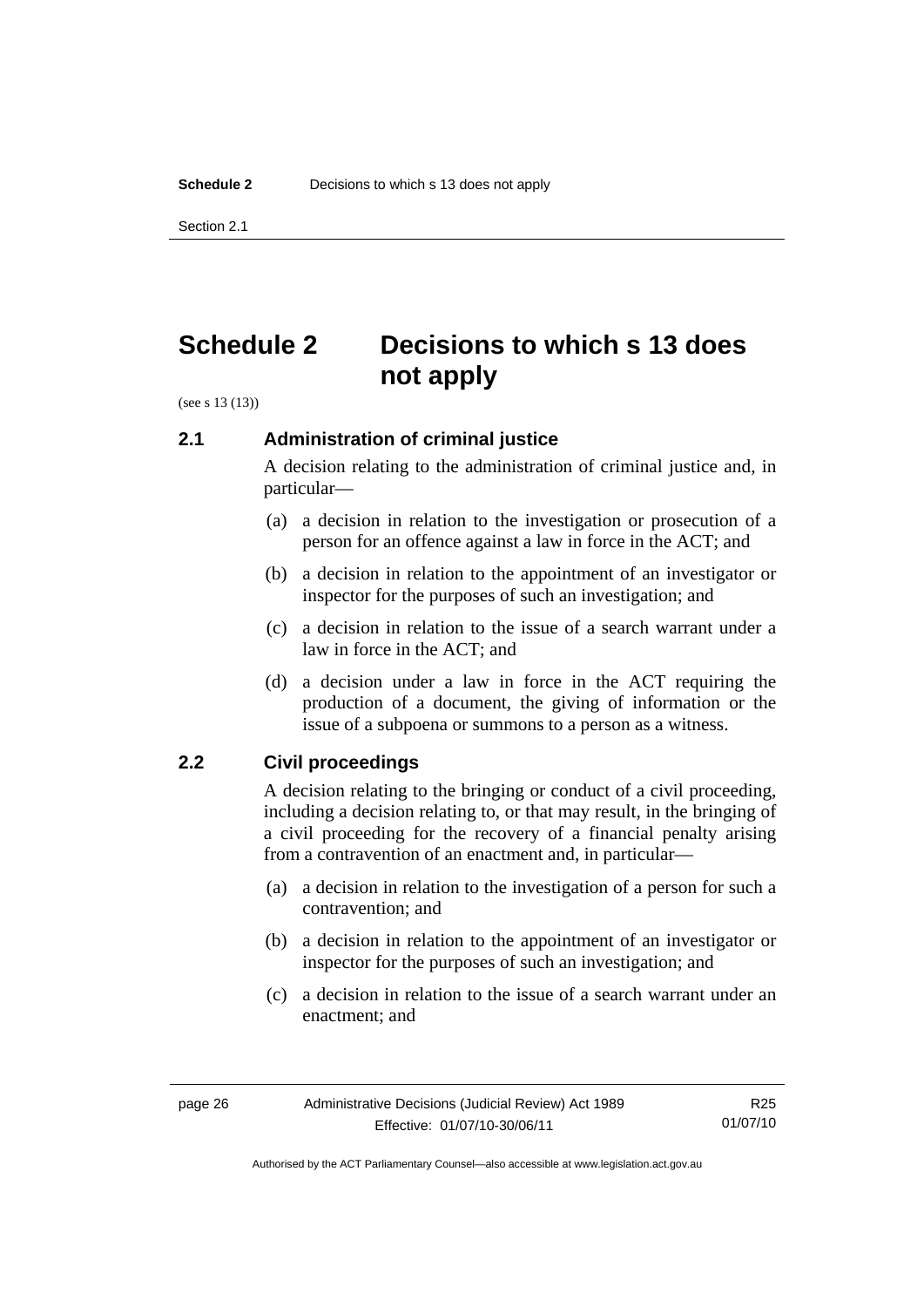# Schedule 2 Decisions to which s 13 does not apply

(see s 13 (13))

## 2.1 Administration of criminal justice

A decision relating to the administration of criminal justice and, in particular—

(a) a decision in relation to the investigation or prosecution of a person for an offence against a law in force in the ACT; and

(b) a decision in relation to the appointment of an investigator or inspector for the purposes of such an investigation; and

(c) a decision in relation to the issue of a search warrant under a law in force in the ACT; and

(d) a decision under a law in force in the ACT requiring the production of a document, the giving of information or the issue of a subpoena or summons to a person as a witness.

## 2.2 Civil proceedings

A decision relating to the bringing or conduct of a civil proceeding, including a decision relating to, or that may result, in the bringing of a civil proceeding for the recovery of a financial penalty arising from a contravention of an enactment and, in particular—

(a) a decision in relation to the investigation of a person for such a contravention; and

(b) a decision in relation to the appointment of an investigator or inspector for the purposes of such an investigation; and

(c) a decision in relation to the issue of a search warrant under an enactment; and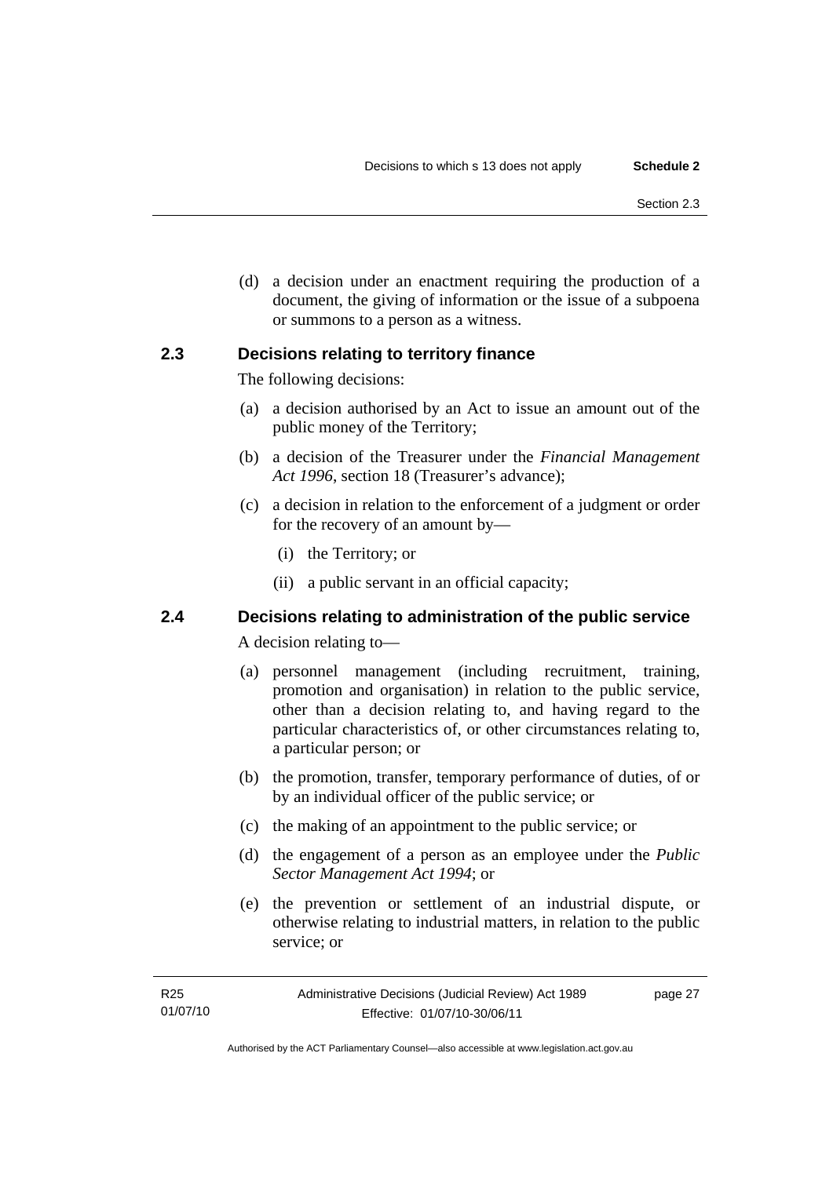(d) a decision under an enactment requiring the production of a document, the giving of information or the issue of a subpoena or summons to a person as a witness.

### 2.3 Decisions relating to territory finance

The following decisions:

(a) a decision authorised by an Act to issue an amount out of the public money of the Territory;

(b) a decision of the Treasurer under the *Financial Management Act 1996*, section 18 (Treasurer's advance);

(c) a decision in relation to the enforcement of a judgment or order for the recovery of an amount by—

  (i) the Territory; or

  (ii) a public servant in an official capacity;

### 2.4 Decisions relating to administration of the public service

A decision relating to—

(a) personnel management (including recruitment, training, promotion and organisation) in relation to the public service, other than a decision relating to, and having regard to the particular characteristics of, or other circumstances relating to, a particular person; or

(b) the promotion, transfer, temporary performance of duties, of or by an individual officer of the public service; or

(c) the making of an appointment to the public service; or

(d) the engagement of a person as an employee under the *Public Sector Management Act 1994*; or

(e) the prevention or settlement of an industrial dispute, or otherwise relating to industrial matters, in relation to the public service; or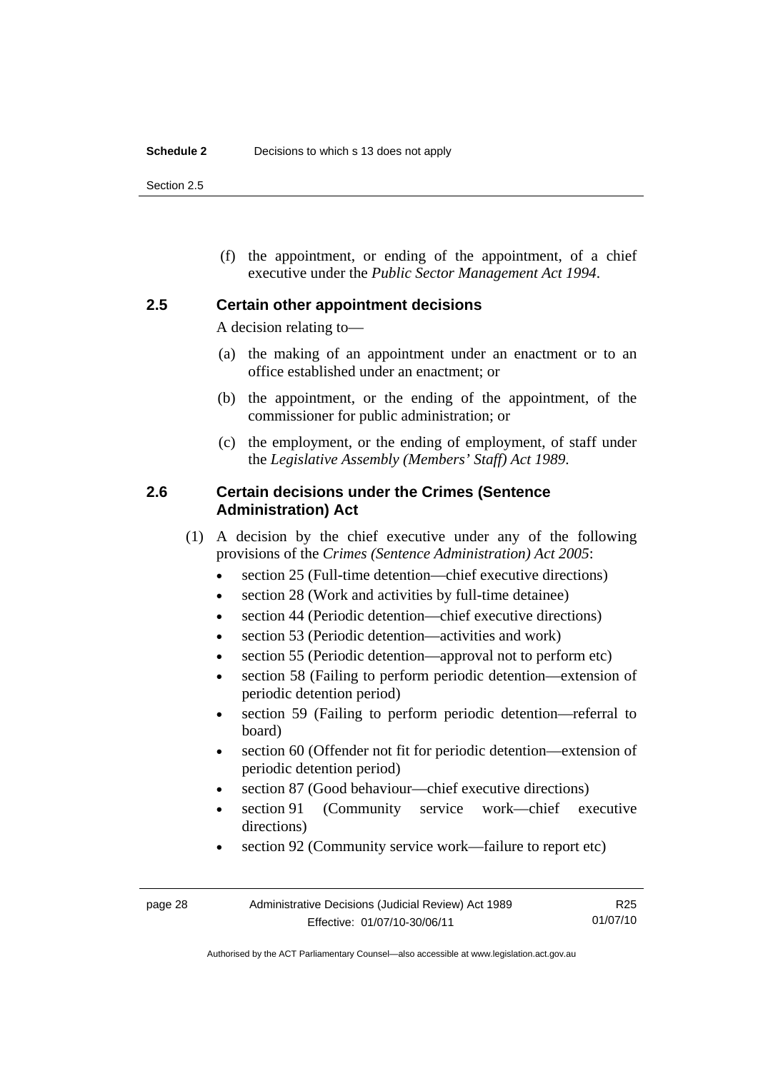(f) the appointment, or ending of the appointment, of a chief executive under the *Public Sector Management Act 1994*.

### 2.5 Certain other appointment decisions

A decision relating to—

(a) the making of an appointment under an enactment or to an office established under an enactment; or

(b) the appointment, or the ending of the appointment, of the commissioner for public administration; or

(c) the employment, or the ending of employment, of staff under the *Legislative Assembly (Members' Staff) Act 1989*.

### 2.6 Certain decisions under the Crimes (Sentence Administration) Act

(1) A decision by the chief executive under any of the following provisions of the *Crimes (Sentence Administration) Act 2005*:

- section 25 (Full-time detention—chief executive directions)
- section 28 (Work and activities by full-time detainee)
- section 44 (Periodic detention—chief executive directions)
- section 53 (Periodic detention—activities and work)
- section 55 (Periodic detention—approval not to perform etc)
- section 58 (Failing to perform periodic detention—extension of periodic detention period)
- section 59 (Failing to perform periodic detention—referral to board)
- section 60 (Offender not fit for periodic detention—extension of periodic detention period)
- section 87 (Good behaviour—chief executive directions)
- section 91 (Community service work—chief executive directions)
- section 92 (Community service work—failure to report etc)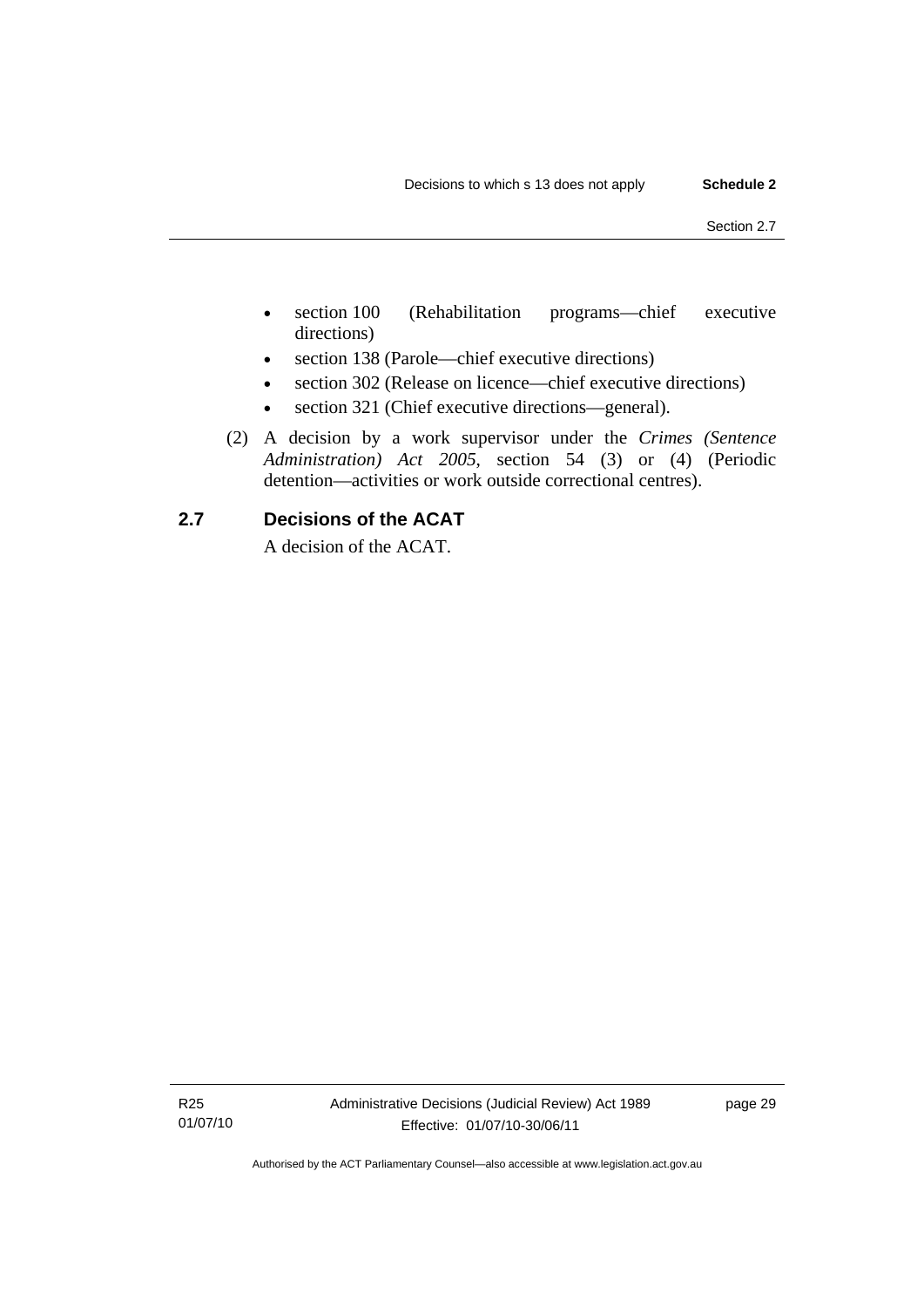- section 100 (Rehabilitation programs—chief executive directions)
- section 138 (Parole—chief executive directions)
- section 302 (Release on licence—chief executive directions)
- section 321 (Chief executive directions—general).

(2) A decision by a work supervisor under the *Crimes (Sentence Administration) Act 2005*, section 54 (3) or (4) (Periodic detention—activities or work outside correctional centres).

## 2.7 Decisions of the ACAT

A decision of the ACAT.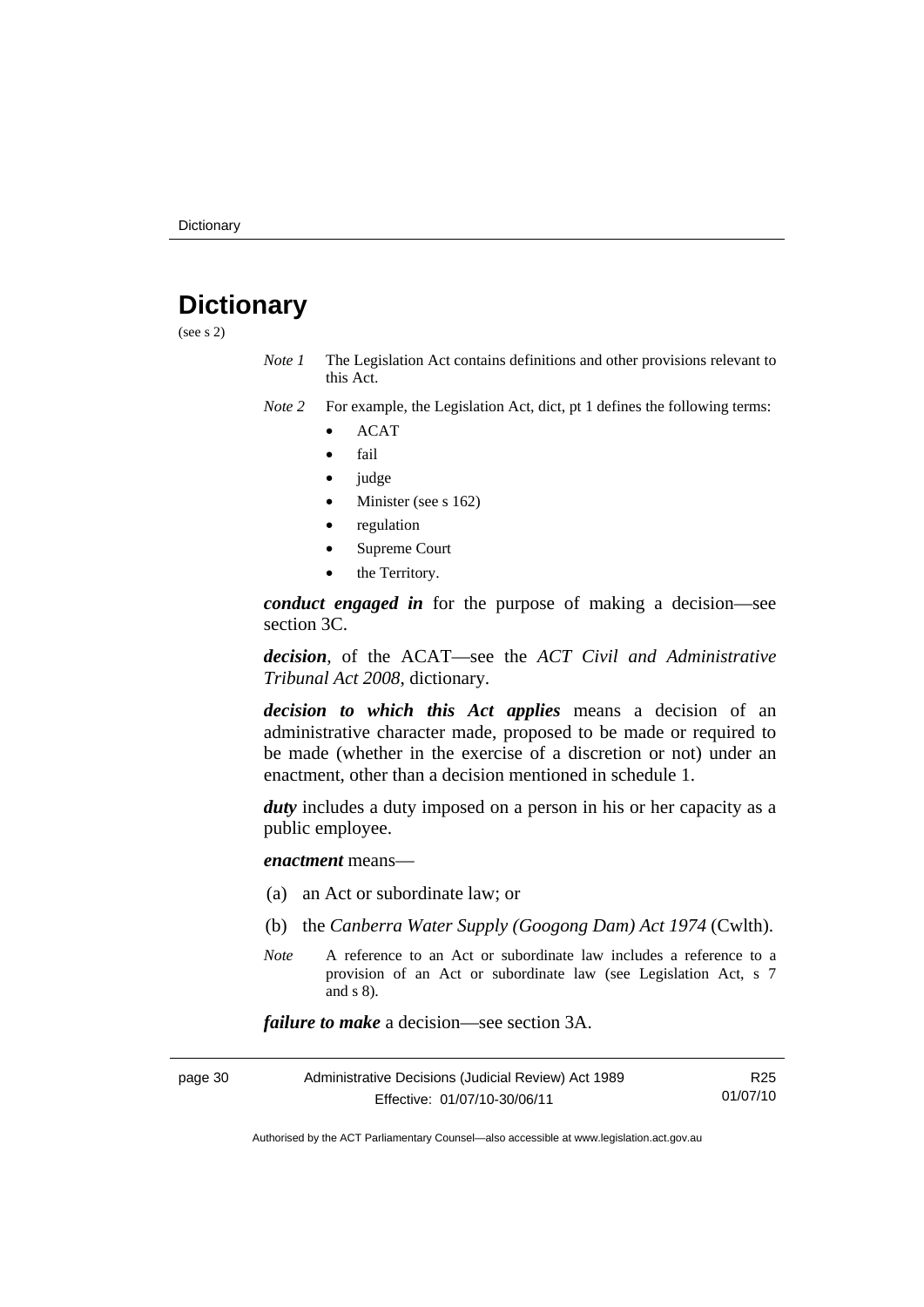# Dictionary

(see s 2)

*Note 1* The Legislation Act contains definitions and other provisions relevant to this Act.

*Note 2* For example, the Legislation Act, dict, pt 1 defines the following terms:

- ACAT
- fail
- judge
- Minister (see s 162)
- regulation
- Supreme Court
- the Territory.

***conduct engaged in*** for the purpose of making a decision—see section 3C.

***decision***, of the ACAT—see the *ACT Civil and Administrative Tribunal Act 2008*, dictionary.

***decision to which this Act applies*** means a decision of an administrative character made, proposed to be made or required to be made (whether in the exercise of a discretion or not) under an enactment, other than a decision mentioned in schedule 1.

***duty*** includes a duty imposed on a person in his or her capacity as a public employee.

***enactment*** means—

(a) an Act or subordinate law; or

(b) the *Canberra Water Supply (Googong Dam) Act 1974* (Cwlth).

*Note* A reference to an Act or subordinate law includes a reference to a provision of an Act or subordinate law (see Legislation Act, s 7 and s 8).

***failure to make*** a decision—see section 3A.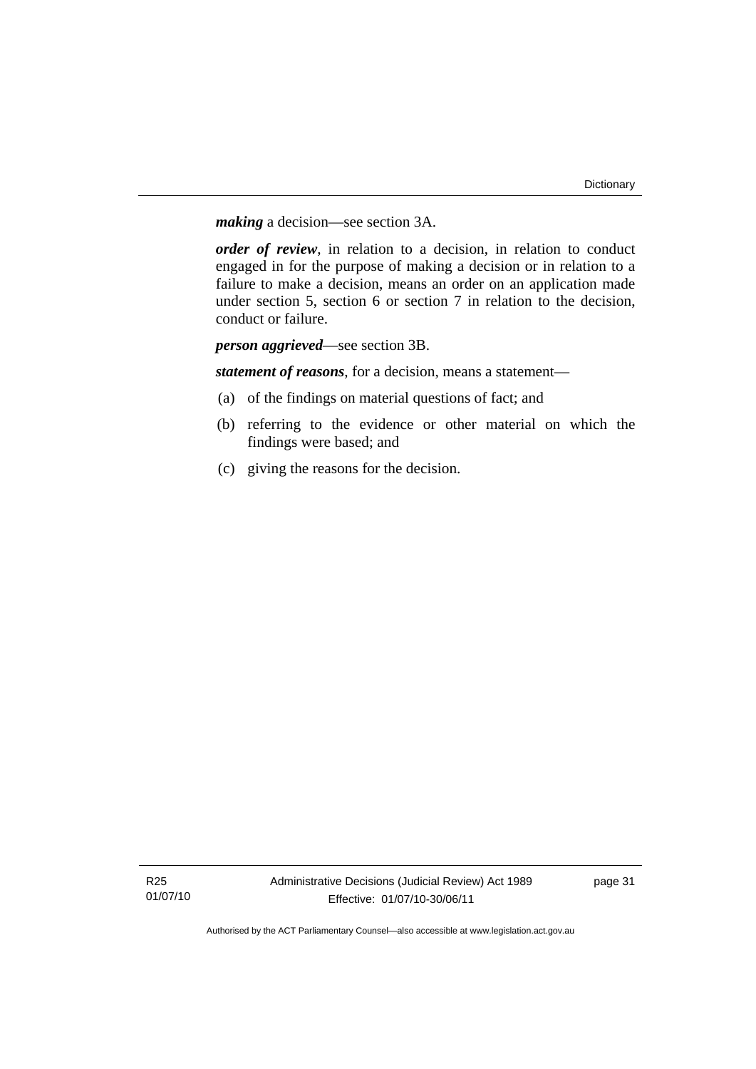***making*** a decision—see section 3A.

***order of review***, in relation to a decision, in relation to conduct engaged in for the purpose of making a decision or in relation to a failure to make a decision, means an order on an application made under section 5, section 6 or section 7 in relation to the decision, conduct or failure.

***person aggrieved***—see section 3B.

***statement of reasons***, for a decision, means a statement—

(a) of the findings on material questions of fact; and

(b) referring to the evidence or other material on which the findings were based; and

(c) giving the reasons for the decision.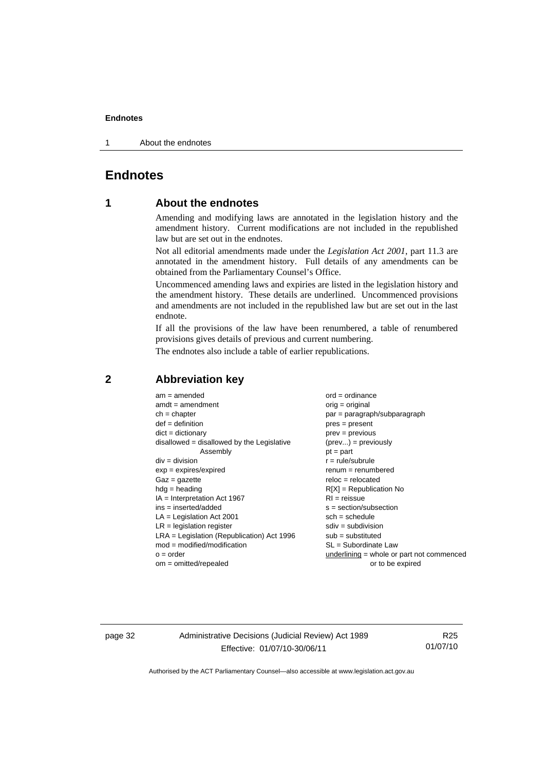# Endnotes

## 1 About the endnotes

Amending and modifying laws are annotated in the legislation history and the amendment history. Current modifications are not included in the republished law but are set out in the endnotes.

Not all editorial amendments made under the *Legislation Act 2001*, part 11.3 are annotated in the amendment history. Full details of any amendments can be obtained from the Parliamentary Counsel's Office.

Uncommenced amending laws and expiries are listed in the legislation history and the amendment history. These details are underlined. Uncommenced provisions and amendments are not included in the republished law but are set out in the last endnote.

If all the provisions of the law have been renumbered, a table of renumbered provisions gives details of previous and current numbering.

The endnotes also include a table of earlier republications.

## 2 Abbreviation key

am = amended
amdt = amendment
ch = chapter
def = definition
dict = dictionary
disallowed = disallowed by the Legislative Assembly
div = division
exp = expires/expired
Gaz = gazette
hdg = heading
IA = Interpretation Act 1967
ins = inserted/added
LA = Legislation Act 2001
LR = legislation register
LRA = Legislation (Republication) Act 1996
mod = modified/modification
o = order
om = omitted/repealed
ord = ordinance
orig = original
par = paragraph/subparagraph
pres = present
prev = previous
(prev...) = previously
pt = part
r = rule/subrule
renum = renumbered
reloc = relocated
R[X] = Republication No
RI = reissue
s = section/subsection
sch = schedule
sdiv = subdivision
sub = substituted
SL = Subordinate Law
underlining = whole or part not commenced or to be expired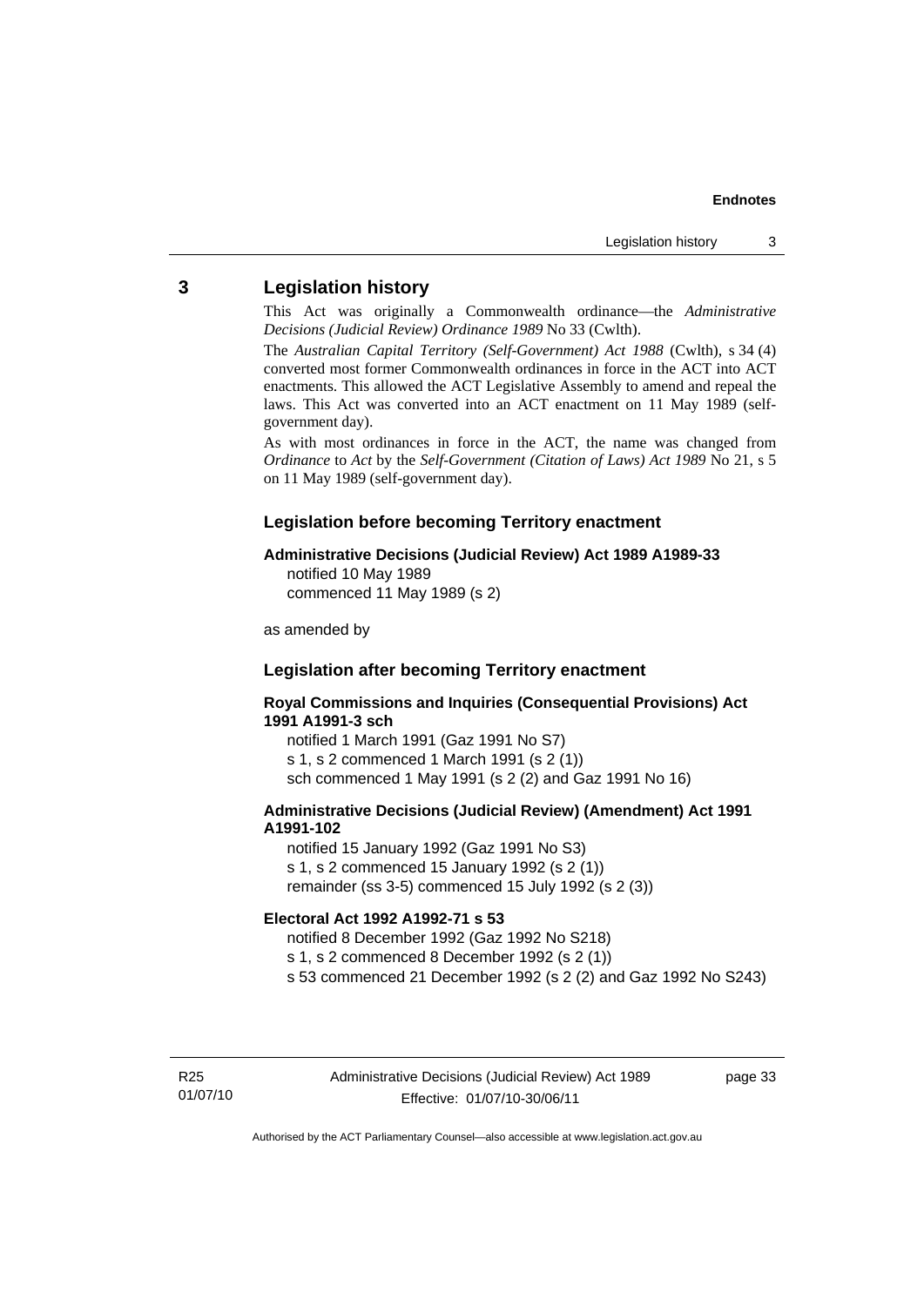## 3 Legislation history

This Act was originally a Commonwealth ordinance—the *Administrative Decisions (Judicial Review) Ordinance 1989* No 33 (Cwlth).

The *Australian Capital Territory (Self-Government) Act 1988* (Cwlth), s 34 (4) converted most former Commonwealth ordinances in force in the ACT into ACT enactments. This allowed the ACT Legislative Assembly to amend and repeal the laws. This Act was converted into an ACT enactment on 11 May 1989 (self-government day).

As with most ordinances in force in the ACT, the name was changed from *Ordinance* to *Act* by the *Self-Government (Citation of Laws) Act 1989* No 21, s 5 on 11 May 1989 (self-government day).

### Legislation before becoming Territory enactment

**Administrative Decisions (Judicial Review) Act 1989 A1989-33**
notified 10 May 1989
commenced 11 May 1989 (s 2)

as amended by

### Legislation after becoming Territory enactment

**Royal Commissions and Inquiries (Consequential Provisions) Act 1991 A1991-3 sch**
notified 1 March 1991 (Gaz 1991 No S7)
s 1, s 2 commenced 1 March 1991 (s 2 (1))
sch commenced 1 May 1991 (s 2 (2) and Gaz 1991 No 16)

**Administrative Decisions (Judicial Review) (Amendment) Act 1991 A1991-102**
notified 15 January 1992 (Gaz 1991 No S3)
s 1, s 2 commenced 15 January 1992 (s 2 (1))
remainder (ss 3-5) commenced 15 July 1992 (s 2 (3))

**Electoral Act 1992 A1992-71 s 53**
notified 8 December 1992 (Gaz 1992 No S218)
s 1, s 2 commenced 8 December 1992 (s 2 (1))
s 53 commenced 21 December 1992 (s 2 (2) and Gaz 1992 No S243)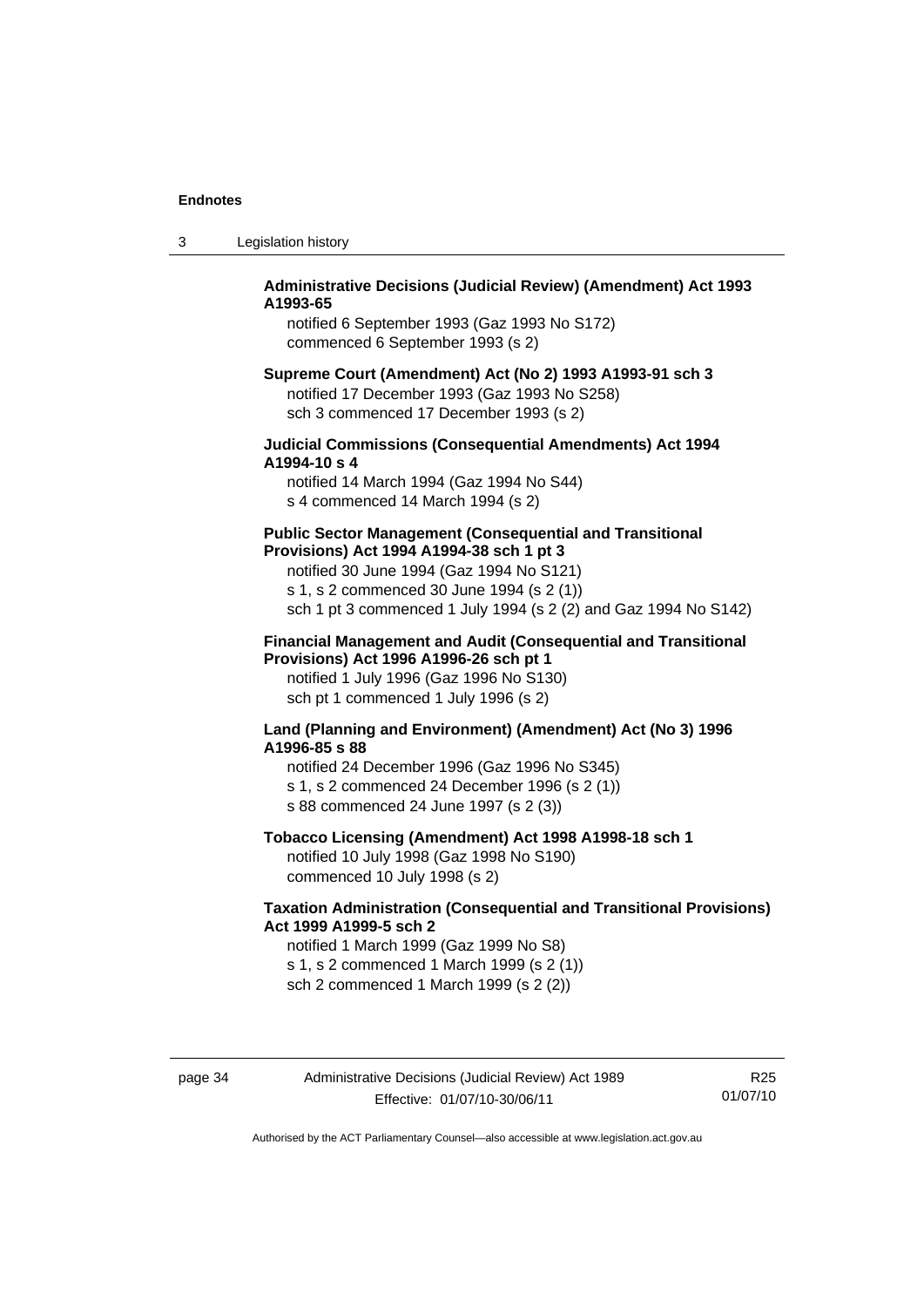**Administrative Decisions (Judicial Review) (Amendment) Act 1993 A1993-65**

notified 6 September 1993 (Gaz 1993 No S172)
commenced 6 September 1993 (s 2)

**Supreme Court (Amendment) Act (No 2) 1993 A1993-91 sch 3**

notified 17 December 1993 (Gaz 1993 No S258)
sch 3 commenced 17 December 1993 (s 2)

**Judicial Commissions (Consequential Amendments) Act 1994 A1994-10 s 4**

notified 14 March 1994 (Gaz 1994 No S44)
s 4 commenced 14 March 1994 (s 2)

**Public Sector Management (Consequential and Transitional Provisions) Act 1994 A1994-38 sch 1 pt 3**

notified 30 June 1994 (Gaz 1994 No S121)
s 1, s 2 commenced 30 June 1994 (s 2 (1))
sch 1 pt 3 commenced 1 July 1994 (s 2 (2) and Gaz 1994 No S142)

**Financial Management and Audit (Consequential and Transitional Provisions) Act 1996 A1996-26 sch pt 1**

notified 1 July 1996 (Gaz 1996 No S130)
sch pt 1 commenced 1 July 1996 (s 2)

**Land (Planning and Environment) (Amendment) Act (No 3) 1996 A1996-85 s 88**

notified 24 December 1996 (Gaz 1996 No S345)
s 1, s 2 commenced 24 December 1996 (s 2 (1))
s 88 commenced 24 June 1997 (s 2 (3))

**Tobacco Licensing (Amendment) Act 1998 A1998-18 sch 1**

notified 10 July 1998 (Gaz 1998 No S190)
commenced 10 July 1998 (s 2)

**Taxation Administration (Consequential and Transitional Provisions) Act 1999 A1999-5 sch 2**

notified 1 March 1999 (Gaz 1999 No S8)
s 1, s 2 commenced 1 March 1999 (s 2 (1))
sch 2 commenced 1 March 1999 (s 2 (2))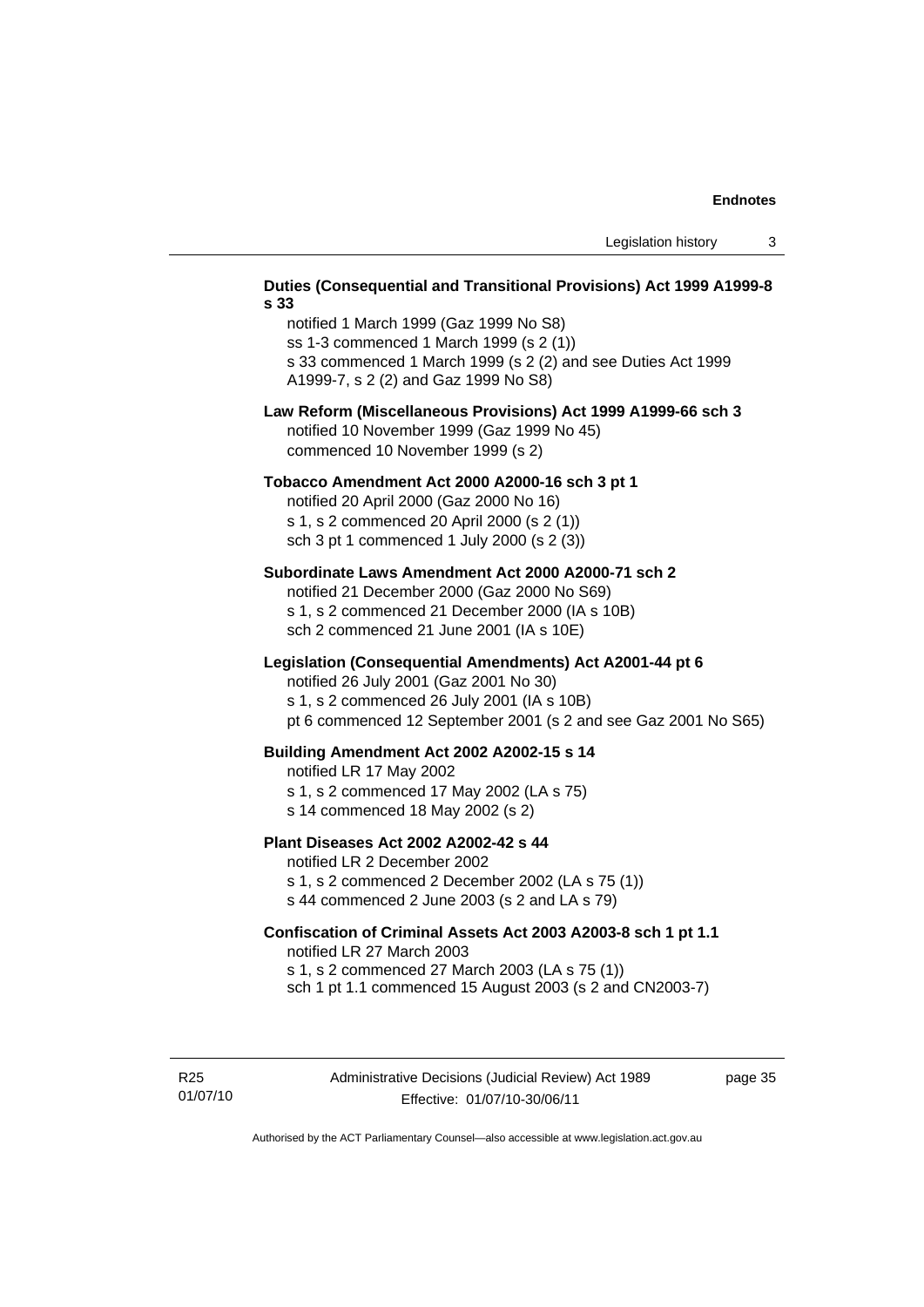**Duties (Consequential and Transitional Provisions) Act 1999 A1999-8 s 33**

notified 1 March 1999 (Gaz 1999 No S8)
ss 1-3 commenced 1 March 1999 (s 2 (1))
s 33 commenced 1 March 1999 (s 2 (2) and see Duties Act 1999 A1999-7, s 2 (2) and Gaz 1999 No S8)

**Law Reform (Miscellaneous Provisions) Act 1999 A1999-66 sch 3**

notified 10 November 1999 (Gaz 1999 No 45)
commenced 10 November 1999 (s 2)

**Tobacco Amendment Act 2000 A2000-16 sch 3 pt 1**

notified 20 April 2000 (Gaz 2000 No 16)
s 1, s 2 commenced 20 April 2000 (s 2 (1))
sch 3 pt 1 commenced 1 July 2000 (s 2 (3))

**Subordinate Laws Amendment Act 2000 A2000-71 sch 2**

notified 21 December 2000 (Gaz 2000 No S69)
s 1, s 2 commenced 21 December 2000 (IA s 10B)
sch 2 commenced 21 June 2001 (IA s 10E)

**Legislation (Consequential Amendments) Act A2001-44 pt 6**

notified 26 July 2001 (Gaz 2001 No 30)
s 1, s 2 commenced 26 July 2001 (IA s 10B)
pt 6 commenced 12 September 2001 (s 2 and see Gaz 2001 No S65)

**Building Amendment Act 2002 A2002-15 s 14**

notified LR 17 May 2002
s 1, s 2 commenced 17 May 2002 (LA s 75)
s 14 commenced 18 May 2002 (s 2)

**Plant Diseases Act 2002 A2002-42 s 44**

notified LR 2 December 2002
s 1, s 2 commenced 2 December 2002 (LA s 75 (1))
s 44 commenced 2 June 2003 (s 2 and LA s 79)

**Confiscation of Criminal Assets Act 2003 A2003-8 sch 1 pt 1.1**

notified LR 27 March 2003
s 1, s 2 commenced 27 March 2003 (LA s 75 (1))
sch 1 pt 1.1 commenced 15 August 2003 (s 2 and CN2003-7)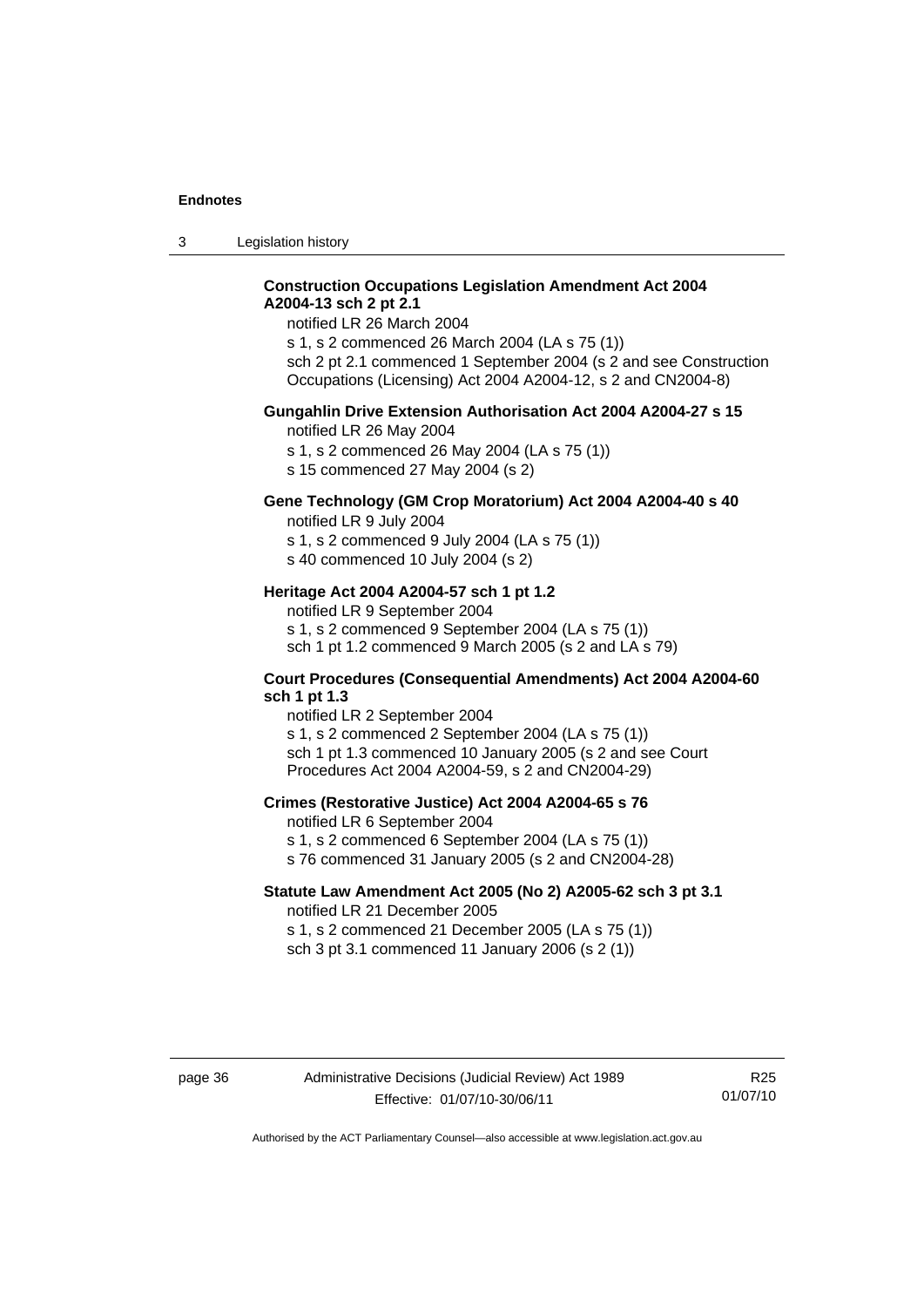**Construction Occupations Legislation Amendment Act 2004 A2004-13 sch 2 pt 2.1**

notified LR 26 March 2004

s 1, s 2 commenced 26 March 2004 (LA s 75 (1))

sch 2 pt 2.1 commenced 1 September 2004 (s 2 and see Construction Occupations (Licensing) Act 2004 A2004-12, s 2 and CN2004-8)

**Gungahlin Drive Extension Authorisation Act 2004 A2004-27 s 15**

notified LR 26 May 2004

s 1, s 2 commenced 26 May 2004 (LA s 75 (1))

s 15 commenced 27 May 2004 (s 2)

**Gene Technology (GM Crop Moratorium) Act 2004 A2004-40 s 40**

notified LR 9 July 2004

s 1, s 2 commenced 9 July 2004 (LA s 75 (1))

s 40 commenced 10 July 2004 (s 2)

**Heritage Act 2004 A2004-57 sch 1 pt 1.2**

notified LR 9 September 2004

s 1, s 2 commenced 9 September 2004 (LA s 75 (1))

sch 1 pt 1.2 commenced 9 March 2005 (s 2 and LA s 79)

**Court Procedures (Consequential Amendments) Act 2004 A2004-60 sch 1 pt 1.3**

notified LR 2 September 2004

s 1, s 2 commenced 2 September 2004 (LA s 75 (1))

sch 1 pt 1.3 commenced 10 January 2005 (s 2 and see Court Procedures Act 2004 A2004-59, s 2 and CN2004-29)

**Crimes (Restorative Justice) Act 2004 A2004-65 s 76**

notified LR 6 September 2004

s 1, s 2 commenced 6 September 2004 (LA s 75 (1))

s 76 commenced 31 January 2005 (s 2 and CN2004-28)

**Statute Law Amendment Act 2005 (No 2) A2005-62 sch 3 pt 3.1**

notified LR 21 December 2005

s 1, s 2 commenced 21 December 2005 (LA s 75 (1))

sch 3 pt 3.1 commenced 11 January 2006 (s 2 (1))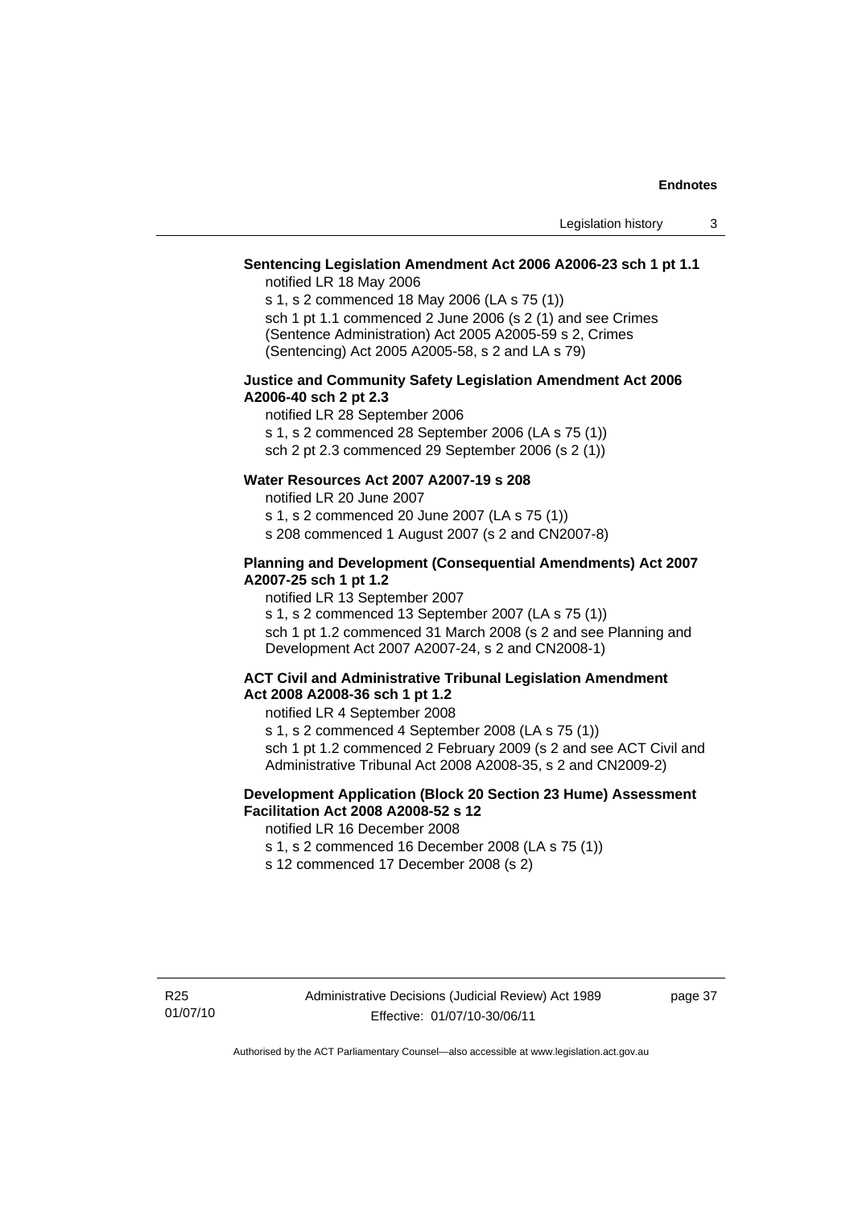**Sentencing Legislation Amendment Act 2006 A2006-23 sch 1 pt 1.1**

notified LR 18 May 2006

s 1, s 2 commenced 18 May 2006 (LA s 75 (1))

sch 1 pt 1.1 commenced 2 June 2006 (s 2 (1) and see Crimes (Sentence Administration) Act 2005 A2005-59 s 2, Crimes (Sentencing) Act 2005 A2005-58, s 2 and LA s 79)

**Justice and Community Safety Legislation Amendment Act 2006 A2006-40 sch 2 pt 2.3**

notified LR 28 September 2006

s 1, s 2 commenced 28 September 2006 (LA s 75 (1))

sch 2 pt 2.3 commenced 29 September 2006 (s 2 (1))

**Water Resources Act 2007 A2007-19 s 208**

notified LR 20 June 2007

s 1, s 2 commenced 20 June 2007 (LA s 75 (1))

s 208 commenced 1 August 2007 (s 2 and CN2007-8)

**Planning and Development (Consequential Amendments) Act 2007 A2007-25 sch 1 pt 1.2**

notified LR 13 September 2007

s 1, s 2 commenced 13 September 2007 (LA s 75 (1))

sch 1 pt 1.2 commenced 31 March 2008 (s 2 and see Planning and Development Act 2007 A2007-24, s 2 and CN2008-1)

**ACT Civil and Administrative Tribunal Legislation Amendment Act 2008 A2008-36 sch 1 pt 1.2**

notified LR 4 September 2008

s 1, s 2 commenced 4 September 2008 (LA s 75 (1))

sch 1 pt 1.2 commenced 2 February 2009 (s 2 and see ACT Civil and Administrative Tribunal Act 2008 A2008-35, s 2 and CN2009-2)

**Development Application (Block 20 Section 23 Hume) Assessment Facilitation Act 2008 A2008-52 s 12**

notified LR 16 December 2008

s 1, s 2 commenced 16 December 2008 (LA s 75 (1))

s 12 commenced 17 December 2008 (s 2)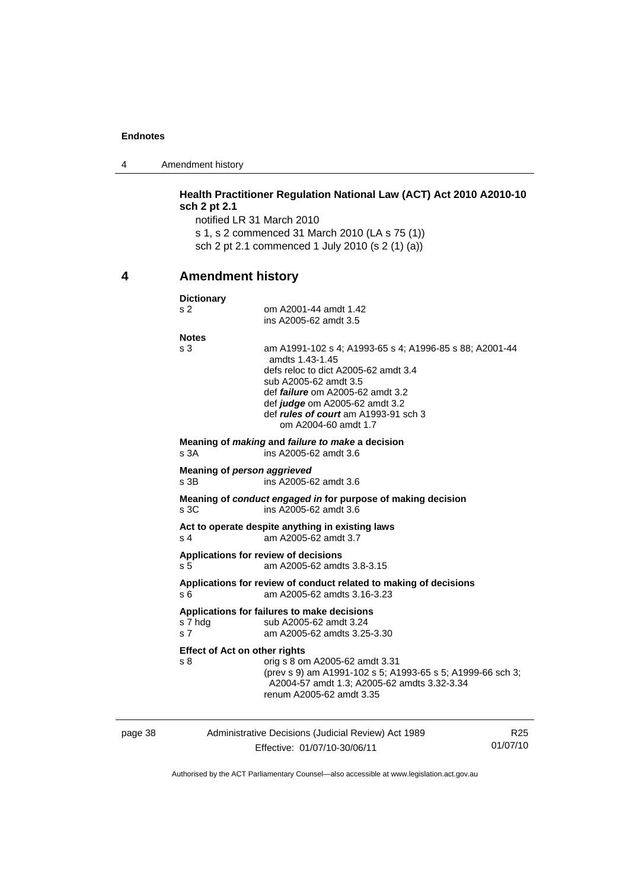**Health Practitioner Regulation National Law (ACT) Act 2010 A2010-10 sch 2 pt 2.1**

notified LR 31 March 2010

s 1, s 2 commenced 31 March 2010 (LA s 75 (1))

sch 2 pt 2.1 commenced 1 July 2010 (s 2 (1) (a))

## 4 Amendment history

**Dictionary**

s 2 — om A2001-44 amdt 1.42
ins A2005-62 amdt 3.5

**Notes**

s 3 — am A1991-102 s 4; A1993-65 s 4; A1996-85 s 88; A2001-44 amdts 1.43-1.45
defs reloc to dict A2005-62 amdt 3.4
sub A2005-62 amdt 3.5
def ***failure*** om A2005-62 amdt 3.2
def ***judge*** om A2005-62 amdt 3.2
def ***rules of court*** am A1993-91 sch 3
om A2004-60 amdt 1.7

**Meaning of *making* and *failure to make* a decision**

s 3A — ins A2005-62 amdt 3.6

**Meaning of *person aggrieved***

s 3B — ins A2005-62 amdt 3.6

**Meaning of *conduct engaged in* for purpose of making decision**

s 3C — ins A2005-62 amdt 3.6

**Act to operate despite anything in existing laws**

s 4 — am A2005-62 amdt 3.7

**Applications for review of decisions**

s 5 — am A2005-62 amdts 3.8-3.15

**Applications for review of conduct related to making of decisions**

s 6 — am A2005-62 amdts 3.16-3.23

**Applications for failures to make decisions**

s 7 hdg — sub A2005-62 amdt 3.24

s 7 — am A2005-62 amdts 3.25-3.30

**Effect of Act on other rights**

s 8 — orig s 8 om A2005-62 amdt 3.31
(prev s 9) am A1991-102 s 5; A1993-65 s 5; A1999-66 sch 3; A2004-57 amdt 1.3; A2005-62 amdts 3.32-3.34
renum A2005-62 amdt 3.35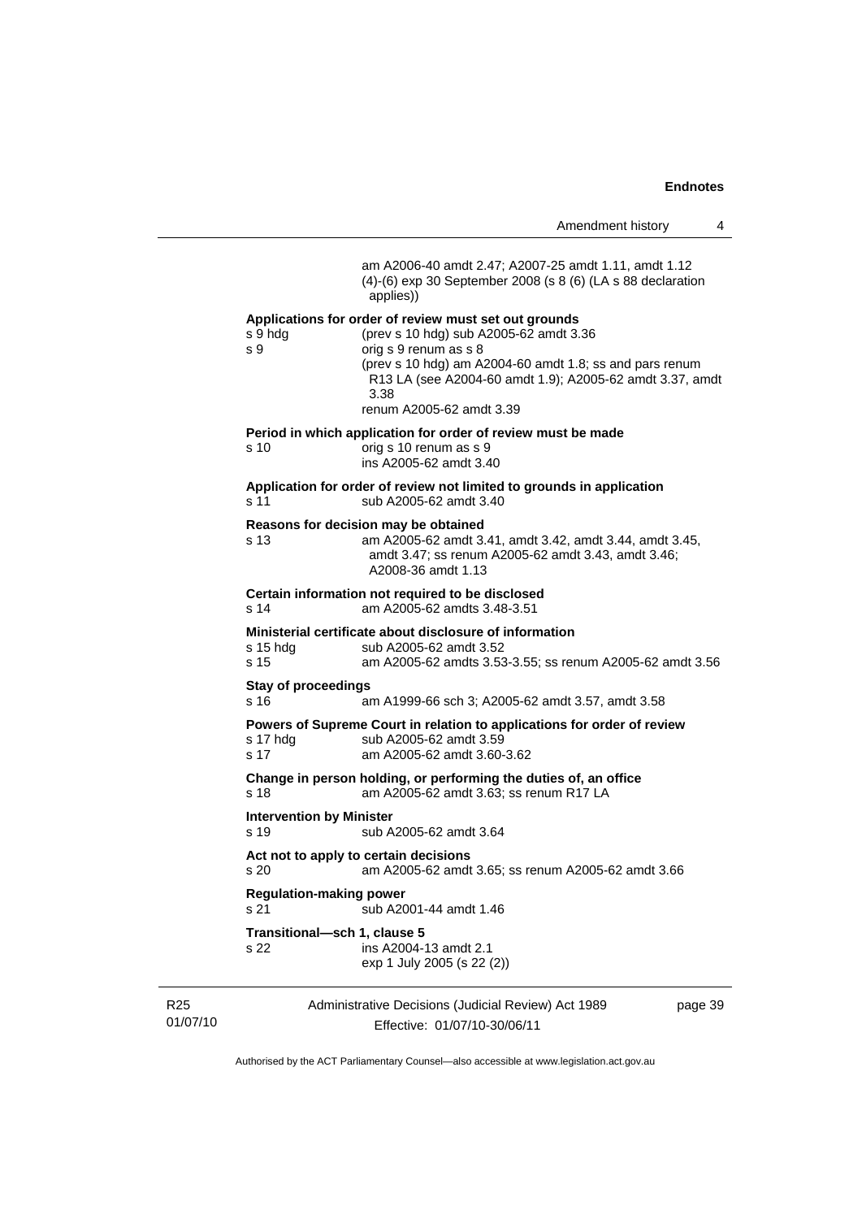am A2006-40 amdt 2.47; A2007-25 amdt 1.11, amdt 1.12
(4)-(6) exp 30 September 2008 (s 8 (6) (LA s 88 declaration applies))

**Applications for order of review must set out grounds**

| | |
|---|---|
| s 9 hdg | (prev s 10 hdg) sub A2005-62 amdt 3.36 |
| s 9 | orig s 9 renum as s 8<br>(prev s 10 hdg) am A2004-60 amdt 1.8; ss and pars renum R13 LA (see A2004-60 amdt 1.9); A2005-62 amdt 3.37, amdt 3.38<br>renum A2005-62 amdt 3.39 |

**Period in which application for order of review must be made**

| | |
|---|---|
| s 10 | orig s 10 renum as s 9<br>ins A2005-62 amdt 3.40 |

**Application for order of review not limited to grounds in application**

| | |
|---|---|
| s 11 | sub A2005-62 amdt 3.40 |

**Reasons for decision may be obtained**

| | |
|---|---|
| s 13 | am A2005-62 amdt 3.41, amdt 3.42, amdt 3.44, amdt 3.45, amdt 3.47; ss renum A2005-62 amdt 3.43, amdt 3.46; A2008-36 amdt 1.13 |

**Certain information not required to be disclosed**

| | |
|---|---|
| s 14 | am A2005-62 amdts 3.48-3.51 |

**Ministerial certificate about disclosure of information**

| | |
|---|---|
| s 15 hdg | sub A2005-62 amdt 3.52 |
| s 15 | am A2005-62 amdts 3.53-3.55; ss renum A2005-62 amdt 3.56 |

**Stay of proceedings**

| | |
|---|---|
| s 16 | am A1999-66 sch 3; A2005-62 amdt 3.57, amdt 3.58 |

**Powers of Supreme Court in relation to applications for order of review**

| | |
|---|---|
| s 17 hdg | sub A2005-62 amdt 3.59 |
| s 17 | am A2005-62 amdt 3.60-3.62 |

**Change in person holding, or performing the duties of, an office**

| | |
|---|---|
| s 18 | am A2005-62 amdt 3.63; ss renum R17 LA |

**Intervention by Minister**

| | |
|---|---|
| s 19 | sub A2005-62 amdt 3.64 |

**Act not to apply to certain decisions**

| | |
|---|---|
| s 20 | am A2005-62 amdt 3.65; ss renum A2005-62 amdt 3.66 |

**Regulation-making power**

| | |
|---|---|
| s 21 | sub A2001-44 amdt 1.46 |

**Transitional—sch 1, clause 5**

| | |
|---|---|
| s 22 | ins A2004-13 amdt 2.1<br>exp 1 July 2005 (s 22 (2)) |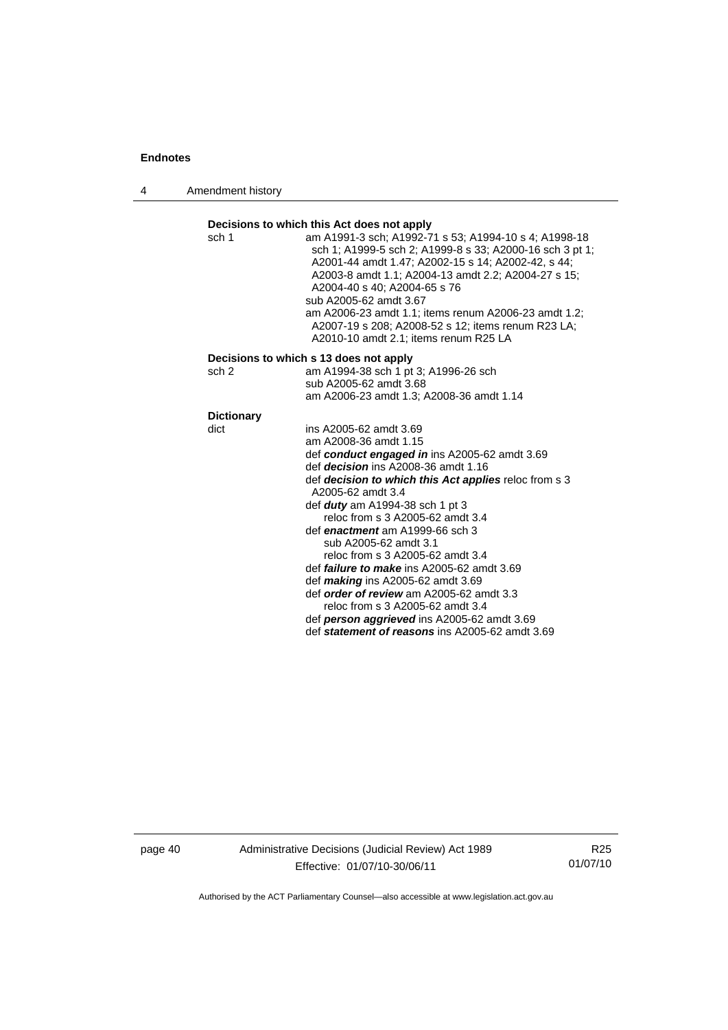**Decisions to which this Act does not apply**

sch 1 am A1991-3 sch; A1992-71 s 53; A1994-10 s 4; A1998-18 sch 1; A1999-5 sch 2; A1999-8 s 33; A2000-16 sch 3 pt 1; A2001-44 amdt 1.47; A2002-15 s 14; A2002-42, s 44; A2003-8 amdt 1.1; A2004-13 amdt 2.2; A2004-27 s 15; A2004-40 s 40; A2004-65 s 76
sub A2005-62 amdt 3.67
am A2006-23 amdt 1.1; items renum A2006-23 amdt 1.2; A2007-19 s 208; A2008-52 s 12; items renum R23 LA; A2010-10 amdt 2.1; items renum R25 LA

**Decisions to which s 13 does not apply**

sch 2 am A1994-38 sch 1 pt 3; A1996-26 sch
sub A2005-62 amdt 3.68
am A2006-23 amdt 1.3; A2008-36 amdt 1.14

**Dictionary**

dict ins A2005-62 amdt 3.69
am A2008-36 amdt 1.15
def ***conduct engaged in*** ins A2005-62 amdt 3.69
def ***decision*** ins A2008-36 amdt 1.16
def ***decision to which this Act applies*** reloc from s 3 A2005-62 amdt 3.4
def ***duty*** am A1994-38 sch 1 pt 3
reloc from s 3 A2005-62 amdt 3.4
def ***enactment*** am A1999-66 sch 3
sub A2005-62 amdt 3.1
reloc from s 3 A2005-62 amdt 3.4
def ***failure to make*** ins A2005-62 amdt 3.69
def ***making*** ins A2005-62 amdt 3.69
def ***order of review*** am A2005-62 amdt 3.3
reloc from s 3 A2005-62 amdt 3.4
def ***person aggrieved*** ins A2005-62 amdt 3.69
def ***statement of reasons*** ins A2005-62 amdt 3.69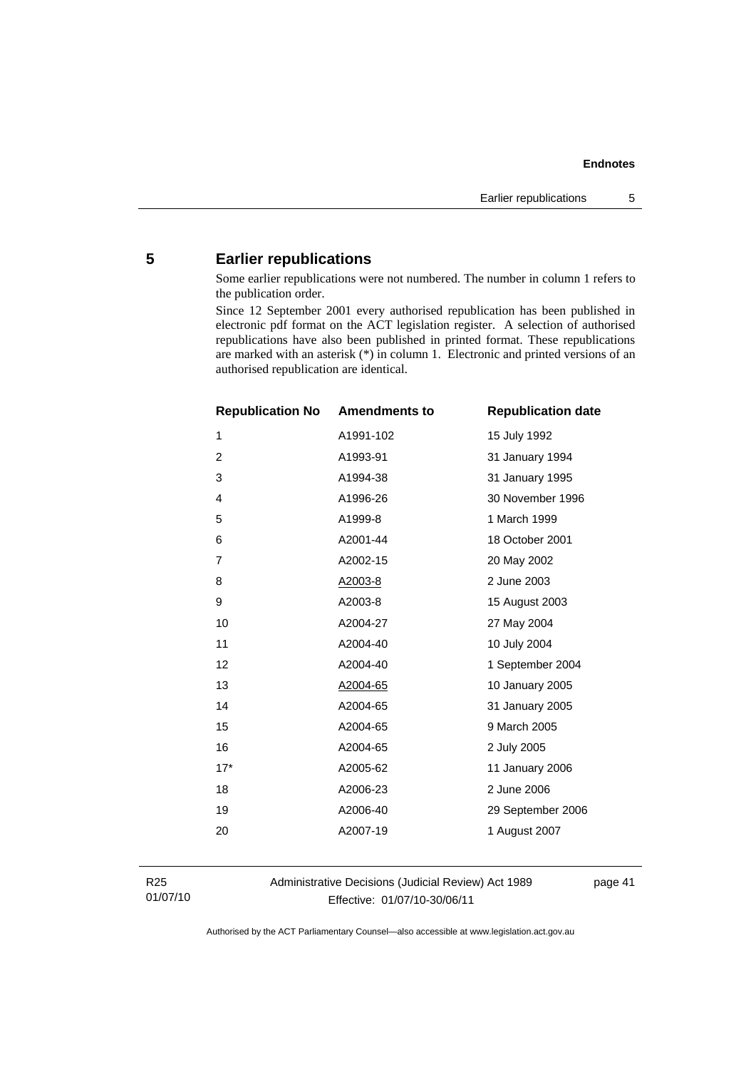## 5 Earlier republications

Some earlier republications were not numbered. The number in column 1 refers to the publication order.

Since 12 September 2001 every authorised republication has been published in electronic pdf format on the ACT legislation register. A selection of authorised republications have also been published in printed format. These republications are marked with an asterisk (*) in column 1. Electronic and printed versions of an authorised republication are identical.

| Republication No | Amendments to | Republication date |
|---|---|---|
| 1 | A1991-102 | 15 July 1992 |
| 2 | A1993-91 | 31 January 1994 |
| 3 | A1994-38 | 31 January 1995 |
| 4 | A1996-26 | 30 November 1996 |
| 5 | A1999-8 | 1 March 1999 |
| 6 | A2001-44 | 18 October 2001 |
| 7 | A2002-15 | 20 May 2002 |
| 8 | A2003-8 | 2 June 2003 |
| 9 | A2003-8 | 15 August 2003 |
| 10 | A2004-27 | 27 May 2004 |
| 11 | A2004-40 | 10 July 2004 |
| 12 | A2004-40 | 1 September 2004 |
| 13 | A2004-65 | 10 January 2005 |
| 14 | A2004-65 | 31 January 2005 |
| 15 | A2004-65 | 9 March 2005 |
| 16 | A2004-65 | 2 July 2005 |
| 17* | A2005-62 | 11 January 2006 |
| 18 | A2006-23 | 2 June 2006 |
| 19 | A2006-40 | 29 September 2006 |
| 20 | A2007-19 | 1 August 2007 |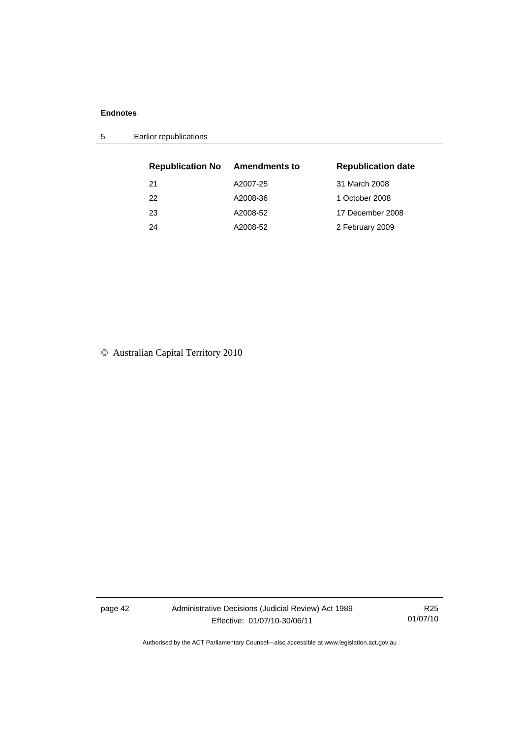| Republication No | Amendments to | Republication date |
|---|---|---|
| 21 | A2007-25 | 31 March 2008 |
| 22 | A2008-36 | 1 October 2008 |
| 23 | A2008-52 | 17 December 2008 |
| 24 | A2008-52 | 2 February 2009 |

© Australian Capital Territory 2010